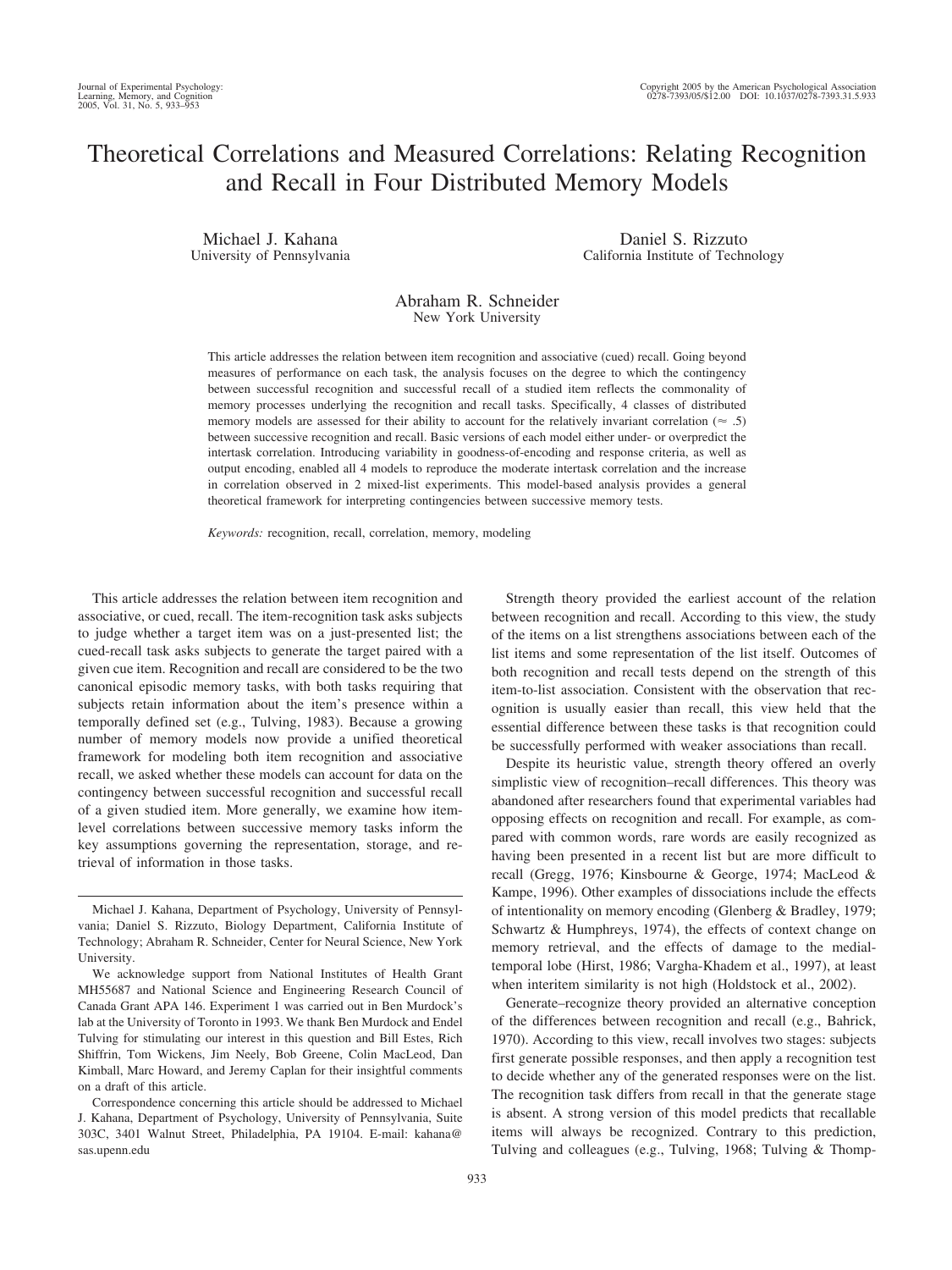# Theoretical Correlations and Measured Correlations: Relating Recognition and Recall in Four Distributed Memory Models

Michael J. Kahana
University of Pennsylvania

Daniel S. Rizzuto
California Institute of Technology

Abraham R. Schneider
New York University

This article addresses the relation between item recognition and associative (cued) recall. Going beyond measures of performance on each task, the analysis focuses on the degree to which the contingency between successful recognition and successful recall of a studied item reflects the commonality of memory processes underlying the recognition and recall tasks. Specifically, 4 classes of distributed memory models are assessed for their ability to account for the relatively invariant correlation ($\approx .5$) between successive recognition and recall. Basic versions of each model either under- or overpredict the intertask correlation. Introducing variability in goodness-of-encoding and response criteria, as well as output encoding, enabled all 4 models to reproduce the moderate intertask correlation and the increase in correlation observed in 2 mixed-list experiments. This model-based analysis provides a general theoretical framework for interpreting contingencies between successive memory tests.

*Keywords:* recognition, recall, correlation, memory, modeling

This article addresses the relation between item recognition and associative, or cued, recall. The item-recognition task asks subjects to judge whether a target item was on a just-presented list; the cued-recall task asks subjects to generate the target paired with a given cue item. Recognition and recall are considered to be the two canonical episodic memory tasks, with both tasks requiring that subjects retain information about the item's presence within a temporally defined set (e.g., Tulving, 1983). Because a growing number of memory models now provide a unified theoretical framework for modeling both item recognition and associative recall, we asked whether these models can account for data on the contingency between successful recognition and successful recall of a given studied item. More generally, we examine how item-level correlations between successive memory tasks inform the key assumptions governing the representation, storage, and retrieval of information in those tasks.

Michael J. Kahana, Department of Psychology, University of Pennsylvania; Daniel S. Rizzuto, Biology Department, California Institute of Technology; Abraham R. Schneider, Center for Neural Science, New York University.

We acknowledge support from National Institutes of Health Grant MH55687 and National Science and Engineering Research Council of Canada Grant APA 146. Experiment 1 was carried out in Ben Murdock's lab at the University of Toronto in 1993. We thank Ben Murdock and Endel Tulving for stimulating our interest in this question and Bill Estes, Rich Shiffrin, Tom Wickens, Jim Neely, Bob Greene, Colin MacLeod, Dan Kimball, Marc Howard, and Jeremy Caplan for their insightful comments on a draft of this article.

Correspondence concerning this article should be addressed to Michael J. Kahana, Department of Psychology, University of Pennsylvania, Suite 303C, 3401 Walnut Street, Philadelphia, PA 19104. E-mail: kahana@sas.upenn.edu

Strength theory provided the earliest account of the relation between recognition and recall. According to this view, the study of the items on a list strengthens associations between each of the list items and some representation of the list itself. Outcomes of both recognition and recall tests depend on the strength of this item-to-list association. Consistent with the observation that recognition is usually easier than recall, this view held that the essential difference between these tasks is that recognition could be successfully performed with weaker associations than recall.

Despite its heuristic value, strength theory offered an overly simplistic view of recognition–recall differences. This theory was abandoned after researchers found that experimental variables had opposing effects on recognition and recall. For example, as compared with common words, rare words are easily recognized as having been presented in a recent list but are more difficult to recall (Gregg, 1976; Kinsbourne & George, 1974; MacLeod & Kampe, 1996). Other examples of dissociations include the effects of intentionality on memory encoding (Glenberg & Bradley, 1979; Schwartz & Humphreys, 1974), the effects of context change on memory retrieval, and the effects of damage to the medial-temporal lobe (Hirst, 1986; Vargha-Khadem et al., 1997), at least when interitem similarity is not high (Holdstock et al., 2002).

Generate–recognize theory provided an alternative conception of the differences between recognition and recall (e.g., Bahrick, 1970). According to this view, recall involves two stages: subjects first generate possible responses, and then apply a recognition test to decide whether any of the generated responses were on the list. The recognition task differs from recall in that the generate stage is absent. A strong version of this model predicts that recallable items will always be recognized. Contrary to this prediction, Tulving and colleagues (e.g., Tulving, 1968; Tulving & Thomp-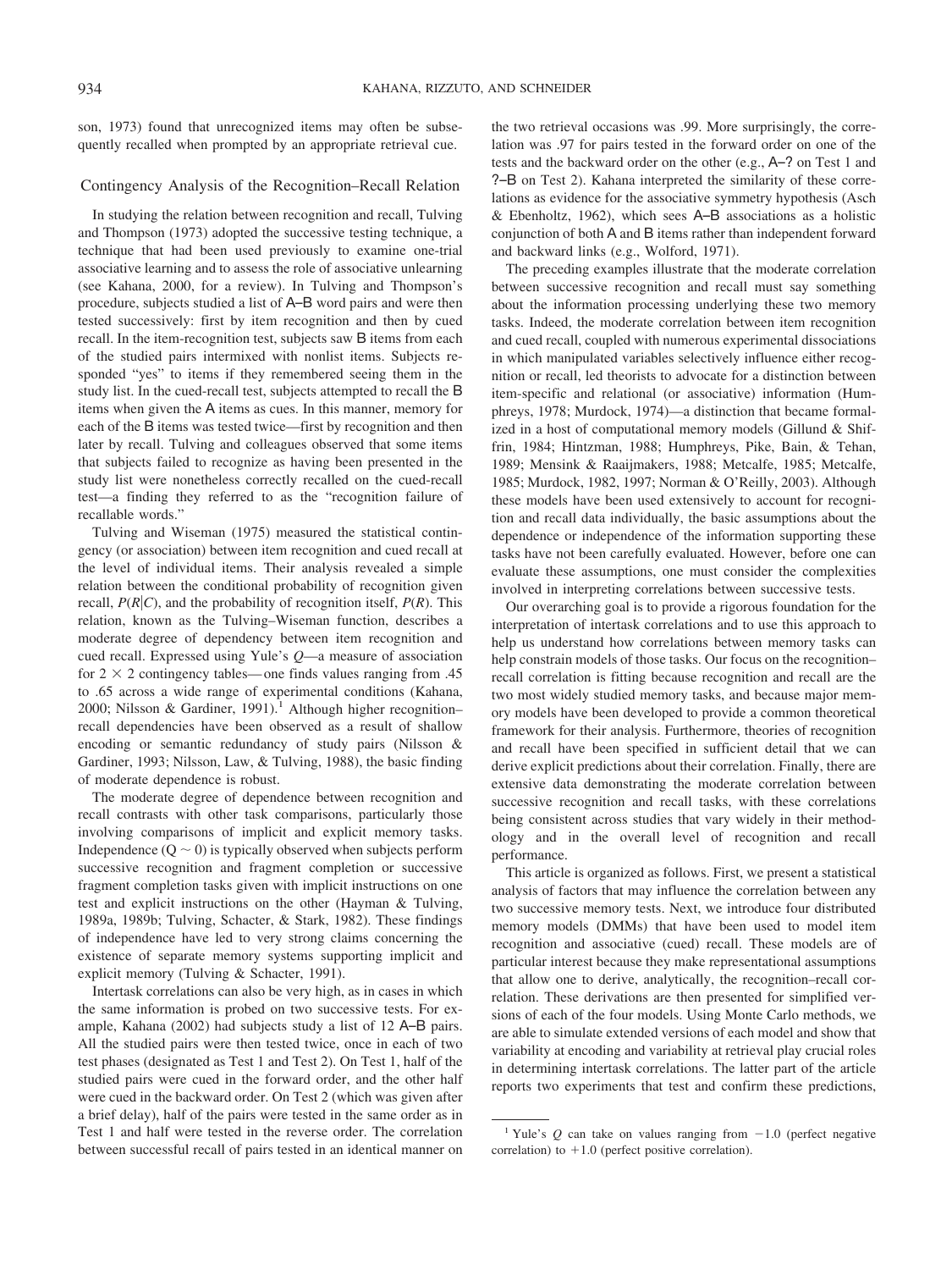son, 1973) found that unrecognized items may often be subsequently recalled when prompted by an appropriate retrieval cue.

## Contingency Analysis of the Recognition–Recall Relation

In studying the relation between recognition and recall, Tulving and Thompson (1973) adopted the successive testing technique, a technique that had been used previously to examine one-trial associative learning and to assess the role of associative unlearning (see Kahana, 2000, for a review). In Tulving and Thompson's procedure, subjects studied a list of A–B word pairs and were then tested successively: first by item recognition and then by cued recall. In the item-recognition test, subjects saw B items from each of the studied pairs intermixed with nonlist items. Subjects responded "yes" to items if they remembered seeing them in the study list. In the cued-recall test, subjects attempted to recall the B items when given the A items as cues. In this manner, memory for each of the B items was tested twice—first by recognition and then later by recall. Tulving and colleagues observed that some items that subjects failed to recognize as having been presented in the study list were nonetheless correctly recalled on the cued-recall test—a finding they referred to as the "recognition failure of recallable words."

Tulving and Wiseman (1975) measured the statistical contingency (or association) between item recognition and cued recall at the level of individual items. Their analysis revealed a simple relation between the conditional probability of recognition given recall, $P(R|C)$, and the probability of recognition itself, $P(R)$. This relation, known as the Tulving–Wiseman function, describes a moderate degree of dependency between item recognition and cued recall. Expressed using Yule's $Q$—a measure of association for $2 \times 2$ contingency tables—one finds values ranging from .45 to .65 across a wide range of experimental conditions (Kahana, 2000; Nilsson & Gardiner, 1991).[1] Although higher recognition–recall dependencies have been observed as a result of shallow encoding or semantic redundancy of study pairs (Nilsson & Gardiner, 1993; Nilsson, Law, & Tulving, 1988), the basic finding of moderate dependence is robust.

The moderate degree of dependence between recognition and recall contrasts with other task comparisons, particularly those involving comparisons of implicit and explicit memory tasks. Independence ($Q \sim 0$) is typically observed when subjects perform successive recognition and fragment completion or successive fragment completion tasks given with implicit instructions on one test and explicit instructions on the other (Hayman & Tulving, 1989a, 1989b; Tulving, Schacter, & Stark, 1982). These findings of independence have led to very strong claims concerning the existence of separate memory systems supporting implicit and explicit memory (Tulving & Schacter, 1991).

Intertask correlations can also be very high, as in cases in which the same information is probed on two successive tests. For example, Kahana (2002) had subjects study a list of 12 A–B pairs. All the studied pairs were then tested twice, once in each of two test phases (designated as Test 1 and Test 2). On Test 1, half of the studied pairs were cued in the forward order, and the other half were cued in the backward order. On Test 2 (which was given after a brief delay), half of the pairs were tested in the same order as in Test 1 and half were tested in the reverse order. The correlation between successful recall of pairs tested in an identical manner on the two retrieval occasions was .99. More surprisingly, the correlation was .97 for pairs tested in the forward order on one of the tests and the backward order on the other (e.g., A–? on Test 1 and ?–B on Test 2). Kahana interpreted the similarity of these correlations as evidence for the associative symmetry hypothesis (Asch & Ebenholtz, 1962), which sees A–B associations as a holistic conjunction of both A and B items rather than independent forward and backward links (e.g., Wolford, 1971).

The preceding examples illustrate that the moderate correlation between successive recognition and recall must say something about the information processing underlying these two memory tasks. Indeed, the moderate correlation between item recognition and cued recall, coupled with numerous experimental dissociations in which manipulated variables selectively influence either recognition or recall, led theorists to advocate for a distinction between item-specific and relational (or associative) information (Humphreys, 1978; Murdock, 1974)—a distinction that became formalized in a host of computational memory models (Gillund & Shiffrin, 1984; Hintzman, 1988; Humphreys, Pike, Bain, & Tehan, 1989; Mensink & Raaijmakers, 1988; Metcalfe, 1985; Metcalfe, 1985; Murdock, 1982, 1997; Norman & O'Reilly, 2003). Although these models have been used extensively to account for recognition and recall data individually, the basic assumptions about the dependence or independence of the information supporting these tasks have not been carefully evaluated. However, before one can evaluate these assumptions, one must consider the complexities involved in interpreting correlations between successive tests.

Our overarching goal is to provide a rigorous foundation for the interpretation of intertask correlations and to use this approach to help us understand how correlations between memory tasks can help constrain models of those tasks. Our focus on the recognition–recall correlation is fitting because recognition and recall are the two most widely studied memory tasks, and because major memory models have been developed to provide a common theoretical framework for their analysis. Furthermore, theories of recognition and recall have been specified in sufficient detail that we can derive explicit predictions about their correlation. Finally, there are extensive data demonstrating the moderate correlation between successive recognition and recall tasks, with these correlations being consistent across studies that vary widely in their methodology and in the overall level of recognition and recall performance.

This article is organized as follows. First, we present a statistical analysis of factors that may influence the correlation between any two successive memory tests. Next, we introduce four distributed memory models (DMMs) that have been used to model item recognition and associative (cued) recall. These models are of particular interest because they make representational assumptions that allow one to derive, analytically, the recognition–recall correlation. These derivations are then presented for simplified versions of each of the four models. Using Monte Carlo methods, we are able to simulate extended versions of each model and show that variability at encoding and variability at retrieval play crucial roles in determining intertask correlations. The latter part of the article reports two experiments that test and confirm these predictions,

---

[1] Yule's $Q$ can take on values ranging from $-1.0$ (perfect negative correlation) to $+1.0$ (perfect positive correlation).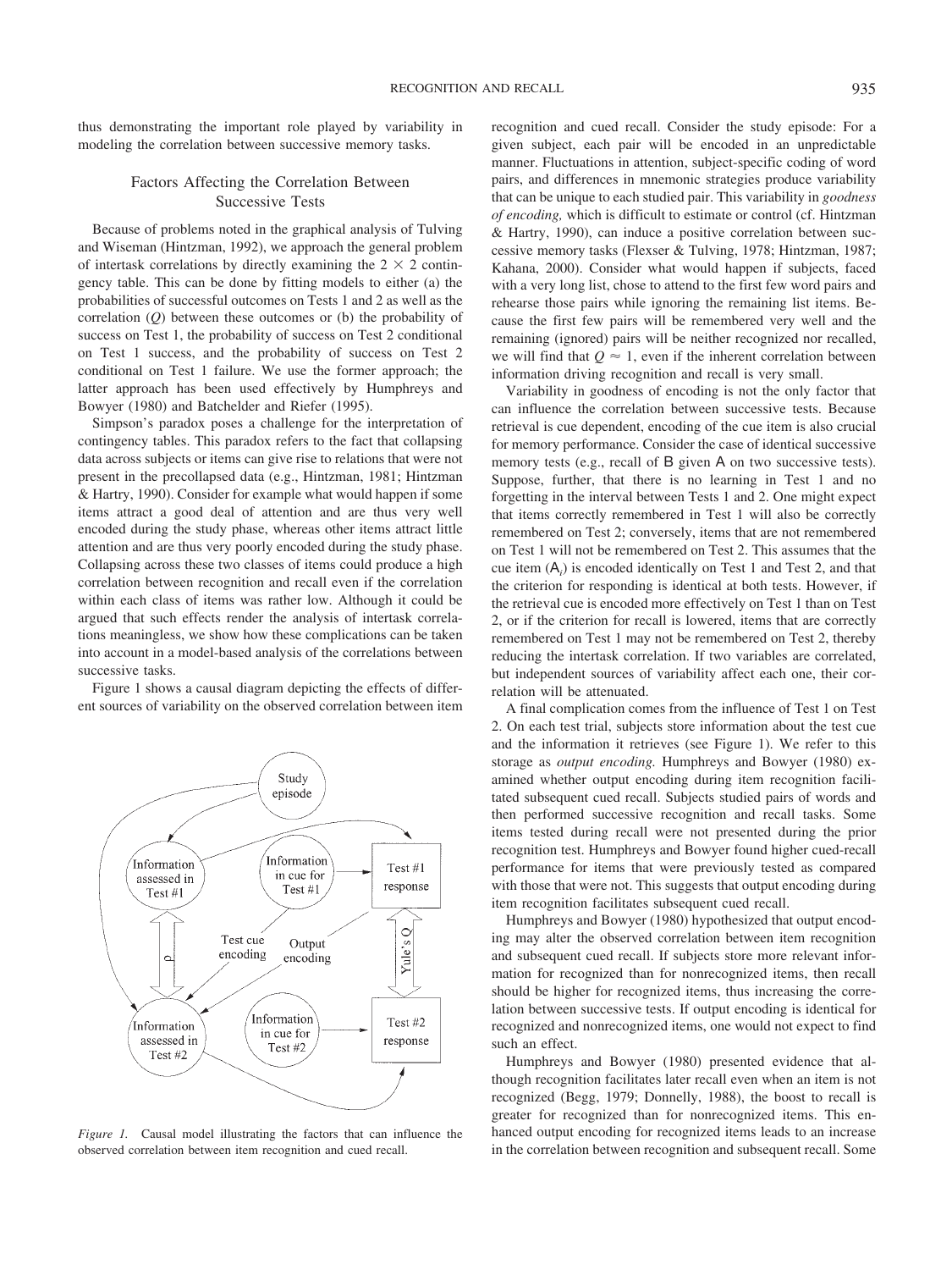thus demonstrating the important role played by variability in modeling the correlation between successive memory tasks.

## Factors Affecting the Correlation Between Successive Tests

Because of problems noted in the graphical analysis of Tulving and Wiseman (Hintzman, 1992), we approach the general problem of intertask correlations by directly examining the $2 \times 2$ contingency table. This can be done by fitting models to either (a) the probabilities of successful outcomes on Tests 1 and 2 as well as the correlation ($Q$) between these outcomes or (b) the probability of success on Test 1, the probability of success on Test 2 conditional on Test 1 success, and the probability of success on Test 2 conditional on Test 1 failure. We use the former approach; the latter approach has been used effectively by Humphreys and Bowyer (1980) and Batchelder and Riefer (1995).

Simpson's paradox poses a challenge for the interpretation of contingency tables. This paradox refers to the fact that collapsing data across subjects or items can give rise to relations that were not present in the precollapsed data (e.g., Hintzman, 1981; Hintzman & Hartry, 1990). Consider for example what would happen if some items attract a good deal of attention and are thus very well encoded during the study phase, whereas other items attract little attention and are thus very poorly encoded during the study phase. Collapsing across these two classes of items could produce a high correlation between recognition and recall even if the correlation within each class of items was rather low. Although it could be argued that such effects render the analysis of intertask correlations meaningless, we show how these complications can be taken into account in a model-based analysis of the correlations between successive tasks.

Figure 1 shows a causal diagram depicting the effects of different sources of variability on the observed correlation between item recognition and cued recall. Consider the study episode: For a given subject, each pair will be encoded in an unpredictable manner. Fluctuations in attention, subject-specific coding of word pairs, and differences in mnemonic strategies produce variability that can be unique to each studied pair. This variability in *goodness of encoding,* which is difficult to estimate or control (cf. Hintzman & Hartry, 1990), can induce a positive correlation between successive memory tasks (Flexser & Tulving, 1978; Hintzman, 1987; Kahana, 2000). Consider what would happen if subjects, faced with a very long list, chose to attend to the first few word pairs and rehearse those pairs while ignoring the remaining list items. Because the first few pairs will be remembered very well and the remaining (ignored) pairs will be neither recognized nor recalled, we will find that $Q \approx 1$, even if the inherent correlation between information driving recognition and recall is very small.

Study episode

Information assessed in Test #1

Information in cue for Test #1

Test #1 response

ρ

Test cue encoding

Output encoding

Yule's Q

Information assessed in Test #2

Information in cue for Test #2

Test #2 response

*Figure 1.* Causal model illustrating the factors that can influence the observed correlation between item recognition and cued recall.

Variability in goodness of encoding is not the only factor that can influence the correlation between successive tests. Because retrieval is cue dependent, encoding of the cue item is also crucial for memory performance. Consider the case of identical successive memory tests (e.g., recall of B given A on two successive tests). Suppose, further, that there is no learning in Test 1 and no forgetting in the interval between Tests 1 and 2. One might expect that items correctly remembered in Test 1 will also be correctly remembered on Test 2; conversely, items that are not remembered on Test 1 will not be remembered on Test 2. This assumes that the cue item ($A_i$) is encoded identically on Test 1 and Test 2, and that the criterion for responding is identical at both tests. However, if the retrieval cue is encoded more effectively on Test 1 than on Test 2, or if the criterion for recall is lowered, items that are correctly remembered on Test 1 may not be remembered on Test 2, thereby reducing the intertask correlation. If two variables are correlated, but independent sources of variability affect each one, their correlation will be attenuated.

A final complication comes from the influence of Test 1 on Test 2. On each test trial, subjects store information about the test cue and the information it retrieves (see Figure 1). We refer to this storage as *output encoding.* Humphreys and Bowyer (1980) examined whether output encoding during item recognition facilitated subsequent cued recall. Subjects studied pairs of words and then performed successive recognition and recall tasks. Some items tested during recall were not presented during the prior recognition test. Humphreys and Bowyer found higher cued-recall performance for items that were previously tested as compared with those that were not. This suggests that output encoding during item recognition facilitates subsequent cued recall.

Humphreys and Bowyer (1980) hypothesized that output encoding may alter the observed correlation between item recognition and subsequent cued recall. If subjects store more relevant information for recognized than for nonrecognized items, then recall should be higher for recognized items, thus increasing the correlation between successive tests. If output encoding is identical for recognized and nonrecognized items, one would not expect to find such an effect.

Humphreys and Bowyer (1980) presented evidence that although recognition facilitates later recall even when an item is not recognized (Begg, 1979; Donnelly, 1988), the boost to recall is greater for recognized than for nonrecognized items. This enhanced output encoding for recognized items leads to an increase in the correlation between recognition and subsequent recall. Some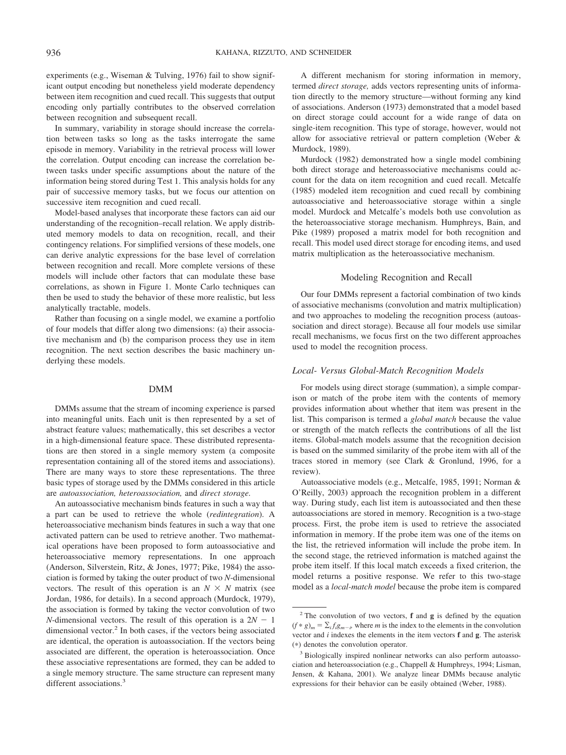experiments (e.g., Wiseman & Tulving, 1976) fail to show significant output encoding but nonetheless yield moderate dependency between item recognition and cued recall. This suggests that output encoding only partially contributes to the observed correlation between recognition and subsequent recall.

In summary, variability in storage should increase the correlation between tasks so long as the tasks interrogate the same episode in memory. Variability in the retrieval process will lower the correlation. Output encoding can increase the correlation between tasks under specific assumptions about the nature of the information being stored during Test 1. This analysis holds for any pair of successive memory tasks, but we focus our attention on successive item recognition and cued recall.

Model-based analyses that incorporate these factors can aid our understanding of the recognition–recall relation. We apply distributed memory models to data on recognition, recall, and their contingency relations. For simplified versions of these models, one can derive analytic expressions for the base level of correlation between recognition and recall. More complete versions of these models will include other factors that can modulate these base correlations, as shown in Figure 1. Monte Carlo techniques can then be used to study the behavior of these more realistic, but less analytically tractable, models.

Rather than focusing on a single model, we examine a portfolio of four models that differ along two dimensions: (a) their associative mechanism and (b) the comparison process they use in item recognition. The next section describes the basic machinery underlying these models.

## DMM

DMMs assume that the stream of incoming experience is parsed into meaningful units. Each unit is then represented by a set of abstract feature values; mathematically, this set describes a vector in a high-dimensional feature space. These distributed representations are then stored in a single memory system (a composite representation containing all of the stored items and associations). There are many ways to store these representations. The three basic types of storage used by the DMMs considered in this article are *autoassociation, heteroassociation,* and *direct storage.*

An autoassociative mechanism binds features in such a way that a part can be used to retrieve the whole (*redintegration*). A heteroassociative mechanism binds features in such a way that one activated pattern can be used to retrieve another. Two mathematical operations have been proposed to form autoassociative and heteroassociative memory representations. In one approach (Anderson, Silverstein, Ritz, & Jones, 1977; Pike, 1984) the association is formed by taking the outer product of two $N$-dimensional vectors. The result of this operation is an $N \times N$ matrix (see Jordan, 1986, for details). In a second approach (Murdock, 1979), the association is formed by taking the vector convolution of two $N$-dimensional vectors. The result of this operation is a $2N - 1$ dimensional vector.[2] In both cases, if the vectors being associated are identical, the operation is autoassociation. If the vectors being associated are different, the operation is heteroassociation. Once these associative representations are formed, they can be added to a single memory structure. The same structure can represent many different associations.[3]

A different mechanism for storing information in memory, termed *direct storage,* adds vectors representing units of information directly to the memory structure—without forming any kind of associations. Anderson (1973) demonstrated that a model based on direct storage could account for a wide range of data on single-item recognition. This type of storage, however, would not allow for associative retrieval or pattern completion (Weber & Murdock, 1989).

Murdock (1982) demonstrated how a single model combining both direct storage and heteroassociative mechanisms could account for the data on item recognition and cued recall. Metcalfe (1985) modeled item recognition and cued recall by combining autoassociative and heteroassociative storage within a single model. Murdock and Metcalfe's models both use convolution as the heteroassociative storage mechanism. Humphreys, Bain, and Pike (1989) proposed a matrix model for both recognition and recall. This model used direct storage for encoding items, and used matrix multiplication as the heteroassociative mechanism.

## Modeling Recognition and Recall

Our four DMMs represent a factorial combination of two kinds of associative mechanisms (convolution and matrix multiplication) and two approaches to modeling the recognition process (autoassociation and direct storage). Because all four models use similar recall mechanisms, we focus first on the two different approaches used to model the recognition process.

### *Local- Versus Global-Match Recognition Models*

For models using direct storage (summation), a simple comparison or match of the probe item with the contents of memory provides information about whether that item was present in the list. This comparison is termed a *global match* because the value or strength of the match reflects the contributions of all the list items. Global-match models assume that the recognition decision is based on the summed similarity of the probe item with all of the traces stored in memory (see Clark & Gronlund, 1996, for a review).

Autoassociative models (e.g., Metcalfe, 1985, 1991; Norman & O'Reilly, 2003) approach the recognition problem in a different way. During study, each list item is autoassociated and then these autoassociations are stored in memory. Recognition is a two-stage process. First, the probe item is used to retrieve the associated information in memory. If the probe item was one of the items on the list, the retrieved information will include the probe item. In the second stage, the retrieved information is matched against the probe item itself. If this local match exceeds a fixed criterion, the model returns a positive response. We refer to this two-stage model as a *local-match model* because the probe item is compared

---

[2] The convolution of two vectors, **f** and **g** is defined by the equation $(f * g)_m = \sum_i f_i g_{m-i}$, where $m$ is the index to the elements in the convolution vector and $i$ indexes the elements in the item vectors **f** and **g**. The asterisk (*) denotes the convolution operator.

[3] Biologically inspired nonlinear networks can also perform autoassociation and heteroassociation (e.g., Chappell & Humphreys, 1994; Lisman, Jensen, & Kahana, 2001). We analyze linear DMMs because analytic expressions for their behavior can be easily obtained (Weber, 1988).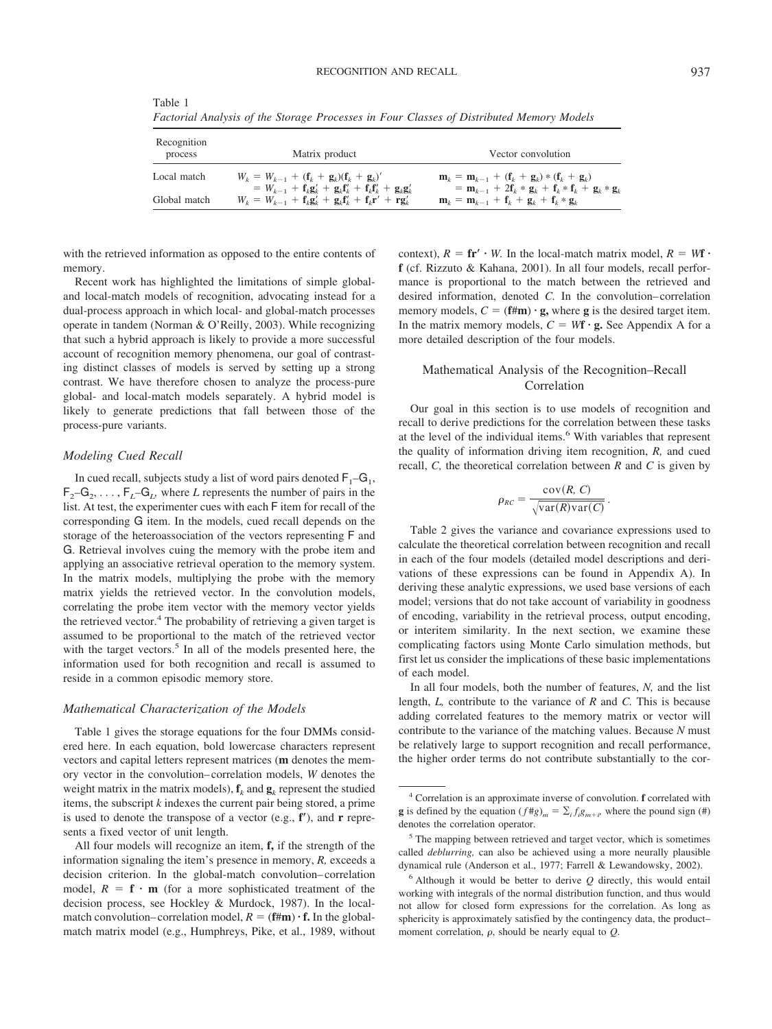Table 1
*Factorial Analysis of the Storage Processes in Four Classes of Distributed Memory Models*

| Recognition process | Matrix product | Vector convolution |
|---|---|---|
| Local match | $W_k = W_{k-1} + (\mathbf{f}_k + \mathbf{g}_k)(\mathbf{f}_k + \mathbf{g}_k)'$ $= W_{k-1} + \mathbf{f}_k\mathbf{g}_k' + \mathbf{g}_k\mathbf{f}_k' + \mathbf{f}_k\mathbf{f}_k' + \mathbf{g}_k\mathbf{g}_k'$ | $\mathbf{m}_k = \mathbf{m}_{k-1} + (\mathbf{f}_k + \mathbf{g}_k) * (\mathbf{f}_k + \mathbf{g}_k)$ $= \mathbf{m}_{k-1} + 2\mathbf{f}_k * \mathbf{g}_k + \mathbf{f}_k * \mathbf{f}_k + \mathbf{g}_k * \mathbf{g}_k$ |
| Global match | $W_k = W_{k-1} + \mathbf{f}_k\mathbf{g}_k' + \mathbf{g}_k\mathbf{f}_k' + \mathbf{f}_k\mathbf{r}' + \mathbf{r}\mathbf{g}_k'$ | $\mathbf{m}_k = \mathbf{m}_{k-1} + \mathbf{f}_k + \mathbf{g}_k + \mathbf{f}_k * \mathbf{g}_k$ |

with the retrieved information as opposed to the entire contents of memory.

Recent work has highlighted the limitations of simple global- and local-match models of recognition, advocating instead for a dual-process approach in which local- and global-match processes operate in tandem (Norman & O'Reilly, 2003). While recognizing that such a hybrid approach is likely to provide a more successful account of recognition memory phenomena, our goal of contrasting distinct classes of models is served by setting up a strong contrast. We have therefore chosen to analyze the process-pure global- and local-match models separately. A hybrid model is likely to generate predictions that fall between those of the process-pure variants.

### *Modeling Cued Recall*

In cued recall, subjects study a list of word pairs denoted $\mathsf{F}_1$–$\mathsf{G}_1$, $\mathsf{F}_2$–$\mathsf{G}_2$, . . . , $\mathsf{F}_L$–$\mathsf{G}_L$, where $L$ represents the number of pairs in the list. At test, the experimenter cues with each F item for recall of the corresponding G item. In the models, cued recall depends on the storage of the heteroassociation of the vectors representing F and G. Retrieval involves cuing the memory with the probe item and applying an associative retrieval operation to the memory system. In the matrix models, multiplying the probe with the memory matrix yields the retrieved vector. In the convolution models, correlating the probe item vector with the memory vector yields the retrieved vector.[4] The probability of retrieving a given target is assumed to be proportional to the match of the retrieved vector with the target vectors.[5] In all of the models presented here, the information used for both recognition and recall is assumed to reside in a common episodic memory store.

### *Mathematical Characterization of the Models*

Table 1 gives the storage equations for the four DMMs considered here. In each equation, bold lowercase characters represent vectors and capital letters represent matrices ($\mathbf{m}$ denotes the memory vector in the convolution–correlation models, $W$ denotes the weight matrix in the matrix models), $\mathbf{f}_k$ and $\mathbf{g}_k$ represent the studied items, the subscript $k$ indexes the current pair being stored, a prime is used to denote the transpose of a vector (e.g., $\mathbf{f}'$), and $\mathbf{r}$ represents a fixed vector of unit length.

All four models will recognize an item, $\mathbf{f}$, if the strength of the information signaling the item's presence in memory, $R$, exceeds a decision criterion. In the global-match convolution–correlation model, $R = \mathbf{f} \cdot \mathbf{m}$ (for a more sophisticated treatment of the decision process, see Hockley & Murdock, 1987). In the local-match convolution–correlation model, $R = (\mathbf{f}\#\mathbf{m}) \cdot \mathbf{f}$. In the global-match matrix model (e.g., Humphreys, Pike, et al., 1989, without context), $R = \mathbf{f}\mathbf{r}' \cdot W$. In the local-match matrix model, $R = W\mathbf{f} \cdot \mathbf{f}$ (cf. Rizzuto & Kahana, 2001). In all four models, recall performance is proportional to the match between the retrieved and desired information, denoted $C$. In the convolution–correlation memory models, $C = (\mathbf{f}\#\mathbf{m}) \cdot \mathbf{g}$, where $\mathbf{g}$ is the desired target item. In the matrix memory models, $C = W\mathbf{f} \cdot \mathbf{g}$. See Appendix A for a more detailed description of the four models.

## Mathematical Analysis of the Recognition–Recall Correlation

Our goal in this section is to use models of recognition and recall to derive predictions for the correlation between these tasks at the level of the individual items.[6] With variables that represent the quality of information driving item recognition, $R$, and cued recall, $C$, the theoretical correlation between $R$ and $C$ is given by

$$\rho_{RC} = \frac{\text{cov}(R, C)}{\sqrt{\text{var}(R)\text{var}(C)}}.$$

Table 2 gives the variance and covariance expressions used to calculate the theoretical correlation between recognition and recall in each of the four models (detailed model descriptions and derivations of these expressions can be found in Appendix A). In deriving these analytic expressions, we used base versions of each model; versions that do not take account of variability in goodness of encoding, variability in the retrieval process, output encoding, or interitem similarity. In the next section, we examine these complicating factors using Monte Carlo simulation methods, but first let us consider the implications of these basic implementations of each model.

In all four models, both the number of features, $N$, and the list length, $L$, contribute to the variance of $R$ and $C$. This is because adding correlated features to the memory matrix or vector will contribute to the variance of the matching values. Because $N$ must be relatively large to support recognition and recall performance, the higher order terms do not contribute substantially to the cor-

---

[4] Correlation is an approximate inverse of convolution. $\mathbf{f}$ correlated with $\mathbf{g}$ is defined by the equation $(f\#g)_m = \sum_i f_i g_{m+i}$, where the pound sign (#) denotes the correlation operator.

[5] The mapping between retrieved and target vector, which is sometimes called *deblurring*, can also be achieved using a more neurally plausible dynamical rule (Anderson et al., 1977; Farrell & Lewandowsky, 2002).

[6] Although it would be better to derive $Q$ directly, this would entail working with integrals of the normal distribution function, and thus would not allow for closed form expressions for the correlation. As long as sphericity is approximately satisfied by the contingency data, the product–moment correlation, $\rho$, should be nearly equal to $Q$.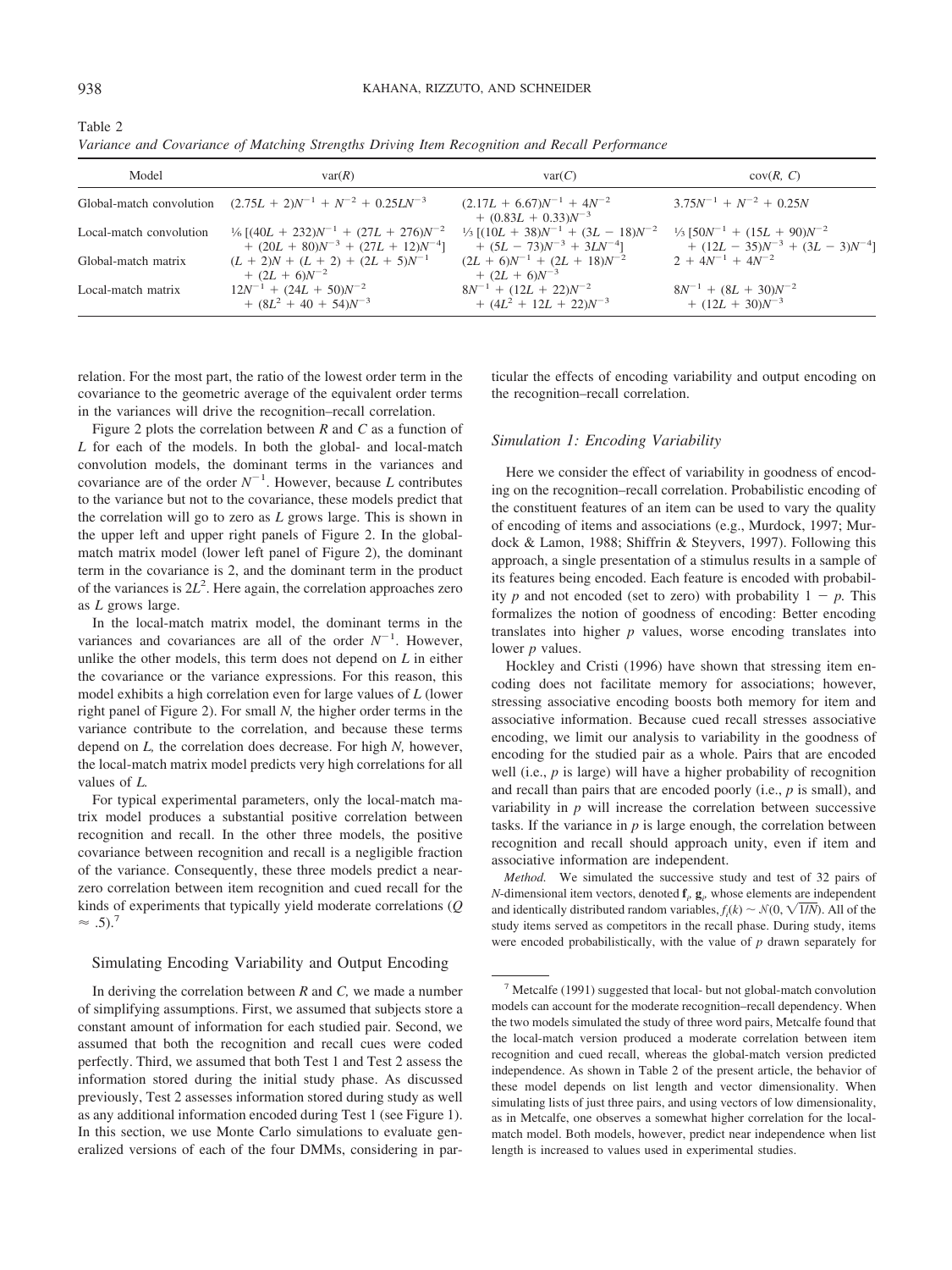Table 2
*Variance and Covariance of Matching Strengths Driving Item Recognition and Recall Performance*

| Model | var($R$) | var($C$) | cov($R$, $C$) |
|---|---|---|---|
| Global-match convolution | $(2.75L + 2)N^{-1} + N^{-2} + 0.25LN^{-3}$ | $(2.17L + 6.67)N^{-1} + 4N^{-2} + (0.83L + 0.33)N^{-3}$ | $3.75N^{-1} + N^{-2} + 0.25N$ |
| Local-match convolution | $\frac{1}{6}[(40L + 232)N^{-1} + (27L + 276)N^{-2} + (20L + 80)N^{-3} + (27L + 12)N^{-4}]$ | $\frac{1}{3}[(10L + 38)N^{-1} + (3L - 18)N^{-2} + (5L - 73)N^{-3} + 3LN^{-4}]$ | $\frac{1}{3}[50N^{-1} + (15L + 90)N^{-2} + (12L - 35)N^{-3} + (3L - 3)N^{-4}]$ |
| Global-match matrix | $(L + 2)N + (L + 2) + (2L + 5)N^{-1} + (2L + 6)N^{-2}$ | $(2L + 6)N^{-1} + (2L + 18)N^{-2} + (2L + 6)N^{-3}$ | $2 + 4N^{-1} + 4N^{-2}$ |
| Local-match matrix | $12N^{-1} + (24L + 50)N^{-2} + (8L^2 + 40 + 54)N^{-3}$ | $8N^{-1} + (12L + 22)N^{-2} + (4L^2 + 12L + 22)N^{-3}$ | $8N^{-1} + (8L + 30)N^{-2} + (12L + 30)N^{-3}$ |

relation. For the most part, the ratio of the lowest order term in the covariance to the geometric average of the equivalent order terms in the variances will drive the recognition–recall correlation.

Figure 2 plots the correlation between $R$ and $C$ as a function of $L$ for each of the models. In both the global- and local-match convolution models, the dominant terms in the variances and covariance are of the order $N^{-1}$. However, because $L$ contributes to the variance but not to the covariance, these models predict that the correlation will go to zero as $L$ grows large. This is shown in the upper left and upper right panels of Figure 2. In the global-match matrix model (lower left panel of Figure 2), the dominant term in the covariance is 2, and the dominant term in the product of the variances is $2L^2$. Here again, the correlation approaches zero as $L$ grows large.

In the local-match matrix model, the dominant terms in the variances and covariances are all of the order $N^{-1}$. However, unlike the other models, this term does not depend on $L$ in either the covariance or the variance expressions. For this reason, this model exhibits a high correlation even for large values of $L$ (lower right panel of Figure 2). For small $N$, the higher order terms in the variance contribute to the correlation, and because these terms depend on $L$, the correlation does decrease. For high $N$, however, the local-match matrix model predicts very high correlations for all values of $L$.

For typical experimental parameters, only the local-match matrix model produces a substantial positive correlation between recognition and recall. In the other three models, the positive covariance between recognition and recall is a negligible fraction of the variance. Consequently, these three models predict a near-zero correlation between item recognition and cued recall for the kinds of experiments that typically yield moderate correlations ($Q \approx .5$).[7]

## Simulating Encoding Variability and Output Encoding

In deriving the correlation between $R$ and $C$, we made a number of simplifying assumptions. First, we assumed that subjects store a constant amount of information for each studied pair. Second, we assumed that both the recognition and recall cues were coded perfectly. Third, we assumed that both Test 1 and Test 2 assess the information stored during the initial study phase. As discussed previously, Test 2 assesses information stored during study as well as any additional information encoded during Test 1 (see Figure 1). In this section, we use Monte Carlo simulations to evaluate generalized versions of each of the four DMMs, considering in particular the effects of encoding variability and output encoding on the recognition–recall correlation.

### Simulation 1: Encoding Variability

Here we consider the effect of variability in goodness of encoding on the recognition–recall correlation. Probabilistic encoding of the constituent features of an item can be used to vary the quality of encoding of items and associations (e.g., Murdock, 1997; Murdock & Lamon, 1988; Shiffrin & Steyvers, 1997). Following this approach, a single presentation of a stimulus results in a sample of its features being encoded. Each feature is encoded with probability $p$ and not encoded (set to zero) with probability $1 - p$. This formalizes the notion of goodness of encoding: Better encoding translates into higher $p$ values, worse encoding translates into lower $p$ values.

Hockley and Cristi (1996) have shown that stressing item encoding does not facilitate memory for associations; however, stressing associative encoding boosts both memory for item and associative information. Because cued recall stresses associative encoding, we limit our analysis to variability in the goodness of encoding for the studied pair as a whole. Pairs that are encoded well (i.e., $p$ is large) will have a higher probability of recognition and recall than pairs that are encoded poorly (i.e., $p$ is small), and variability in $p$ will increase the correlation between successive tasks. If the variance in $p$ is large enough, the correlation between recognition and recall should approach unity, even if item and associative information are independent.

*Method.* We simulated the successive study and test of 32 pairs of $N$-dimensional item vectors, denoted $\mathbf{f}_i$, $\mathbf{g}_i$, whose elements are independent and identically distributed random variables, $f_i(k) \sim \mathcal{N}(0, \sqrt{1/N})$. All of the study items served as competitors in the recall phase. During study, items were encoded probabilistically, with the value of $p$ drawn separately for

[7] Metcalfe (1991) suggested that local- but not global-match convolution models can account for the moderate recognition–recall dependency. When the two models simulated the study of three word pairs, Metcalfe found that the local-match version produced a moderate correlation between item recognition and cued recall, whereas the global-match version predicted independence. As shown in Table 2 of the present article, the behavior of these model depends on list length and vector dimensionality. When simulating lists of just three pairs, and using vectors of low dimensionality, as in Metcalfe, one observes a somewhat higher correlation for the local-match model. Both models, however, predict near independence when list length is increased to values used in experimental studies.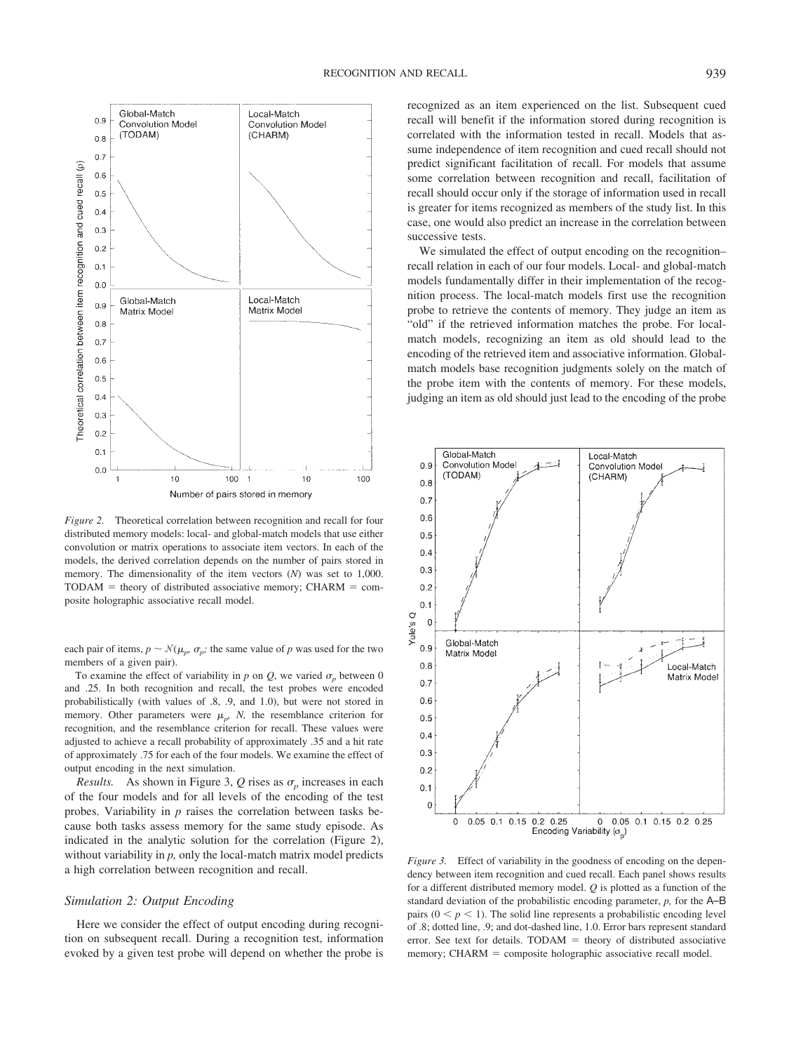*Figure 2.* Theoretical correlation between recognition and recall for four distributed memory models: local- and global-match models that use either convolution or matrix operations to associate item vectors. In each of the models, the derived correlation depends on the number of pairs stored in memory. The dimensionality of the item vectors ($N$) was set to 1,000. TODAM = theory of distributed associative memory; CHARM = composite holographic associative recall model.

each pair of items, $p \sim \mathcal{N}(\mu_p, \sigma_p$; the same value of $p$ was used for the two members of a given pair).

To examine the effect of variability in $p$ on $Q$, we varied $\sigma_p$ between 0 and .25. In both recognition and recall, the test probes were encoded probabilistically (with values of .8, .9, and 1.0), but were not stored in memory. Other parameters were $\mu_p$, $N$, the resemblance criterion for recognition, and the resemblance criterion for recall. These values were adjusted to achieve a recall probability of approximately .35 and a hit rate of approximately .75 for each of the four models. We examine the effect of output encoding in the next simulation.

*Results.* As shown in Figure 3, $Q$ rises as $\sigma_p$ increases in each of the four models and for all levels of the encoding of the test probes. Variability in $p$ raises the correlation between tasks because both tasks assess memory for the same study episode. As indicated in the analytic solution for the correlation (Figure 2), without variability in $p$, only the local-match matrix model predicts a high correlation between recognition and recall.

### *Simulation 2: Output Encoding*

Here we consider the effect of output encoding during recognition on subsequent recall. During a recognition test, information evoked by a given test probe will depend on whether the probe is recognized as an item experienced on the list. Subsequent cued recall will benefit if the information stored during recognition is correlated with the information tested in recall. Models that assume independence of item recognition and cued recall should not predict significant facilitation of recall. For models that assume some correlation between recognition and recall, facilitation of recall should occur only if the storage of information used in recall is greater for items recognized as members of the study list. In this case, one would also predict an increase in the correlation between successive tests.

We simulated the effect of output encoding on the recognition–recall relation in each of our four models. Local- and global-match models fundamentally differ in their implementation of the recognition process. The local-match models first use the recognition probe to retrieve the contents of memory. They judge an item as "old" if the retrieved information matches the probe. For local-match models, recognizing an item as old should lead to the encoding of the retrieved item and associative information. Global-match models base recognition judgments solely on the match of the probe item with the contents of memory. For these models, judging an item as old should just lead to the encoding of the probe

*Figure 3.* Effect of variability in the goodness of encoding on the dependency between item recognition and cued recall. Each panel shows results for a different distributed memory model. $Q$ is plotted as a function of the standard deviation of the probabilistic encoding parameter, $p$, for the A–B pairs ($0 < p < 1$). The solid line represents a probabilistic encoding level of .8; dotted line, .9; and dot-dashed line, 1.0. Error bars represent standard error. See text for details. TODAM = theory of distributed associative memory; CHARM = composite holographic associative recall model.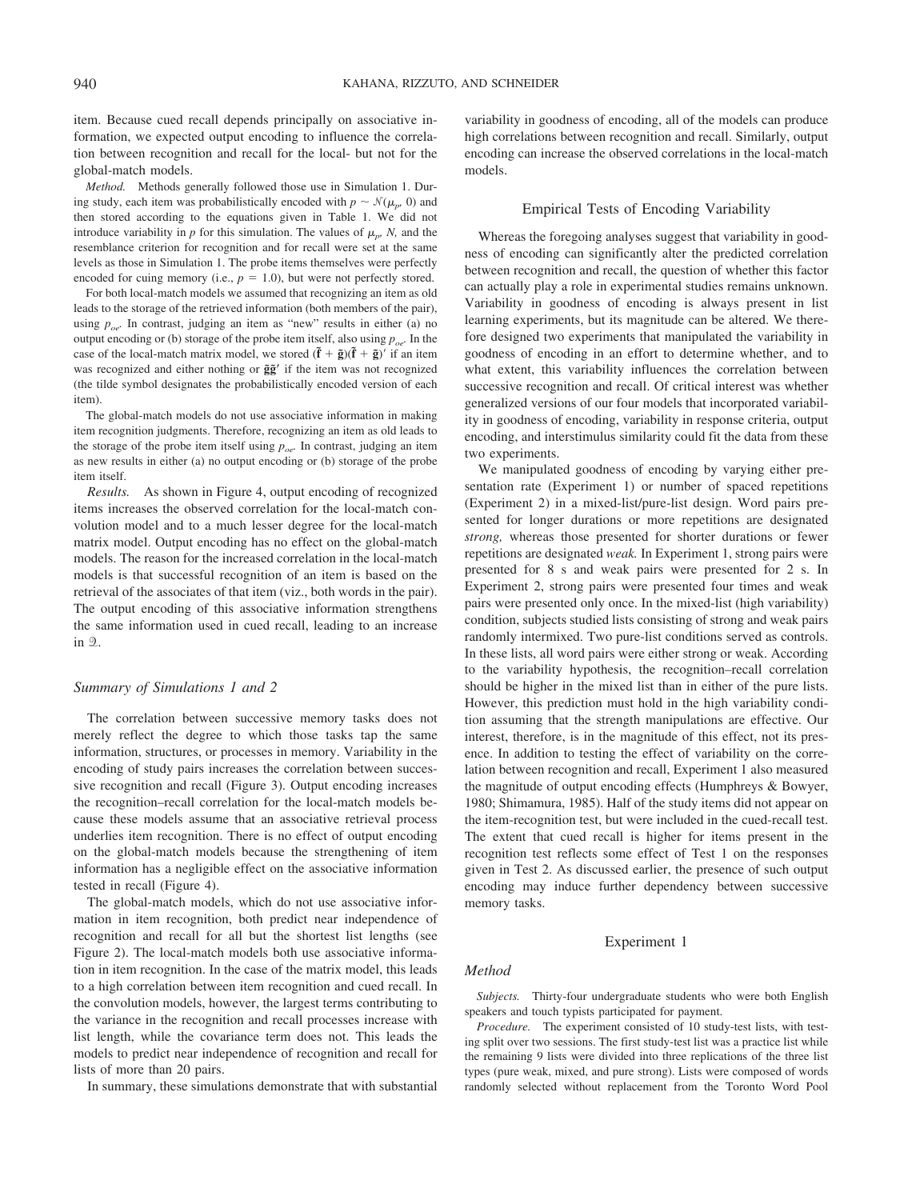item. Because cued recall depends principally on associative information, we expected output encoding to influence the correlation between recognition and recall for the local- but not for the global-match models.

*Method.* Methods generally followed those use in Simulation 1. During study, each item was probabilistically encoded with $p \sim \mathcal{N}(\mu_p, 0)$ and then stored according to the equations given in Table 1. We did not introduce variability in $p$ for this simulation. The values of $\mu_p$, $N$, and the resemblance criterion for recognition and for recall were set at the same levels as those in Simulation 1. The probe items themselves were perfectly encoded for cuing memory (i.e., $p = 1.0$), but were not perfectly stored.

For both local-match models we assumed that recognizing an item as old leads to the storage of the retrieved information (both members of the pair), using $p_{oe}$. In contrast, judging an item as "new" results in either (a) no output encoding or (b) storage of the probe item itself, also using $p_{oe}$. In the case of the local-match matrix model, we stored $(\tilde{\mathbf{f}} + \tilde{\mathbf{g}})(\tilde{\mathbf{f}} + \tilde{\mathbf{g}})'$ if an item was recognized and either nothing or $\tilde{\mathbf{g}}\tilde{\mathbf{g}}'$ if the item was not recognized (the tilde symbol designates the probabilistically encoded version of each item).

The global-match models do not use associative information in making item recognition judgments. Therefore, recognizing an item as old leads to the storage of the probe item itself using $p_{oe}$. In contrast, judging an item as new results in either (a) no output encoding or (b) storage of the probe item itself.

*Results.* As shown in Figure 4, output encoding of recognized items increases the observed correlation for the local-match convolution model and to a much lesser degree for the local-match matrix model. Output encoding has no effect on the global-match models. The reason for the increased correlation in the local-match models is that successful recognition of an item is based on the retrieval of the associates of that item (viz., both words in the pair). The output encoding of this associative information strengthens the same information used in cued recall, leading to an increase in $\mathcal{Q}$.

### Summary of Simulations 1 and 2

The correlation between successive memory tasks does not merely reflect the degree to which those tasks tap the same information, structures, or processes in memory. Variability in the encoding of study pairs increases the correlation between successive recognition and recall (Figure 3). Output encoding increases the recognition–recall correlation for the local-match models because these models assume that an associative retrieval process underlies item recognition. There is no effect of output encoding on the global-match models because the strengthening of item information has a negligible effect on the associative information tested in recall (Figure 4).

The global-match models, which do not use associative information in item recognition, both predict near independence of recognition and recall for all but the shortest list lengths (see Figure 2). The local-match models both use associative information in item recognition. In the case of the matrix model, this leads to a high correlation between item recognition and cued recall. In the convolution models, however, the largest terms contributing to the variance in the recognition and recall processes increase with list length, while the covariance term does not. This leads the models to predict near independence of recognition and recall for lists of more than 20 pairs.

In summary, these simulations demonstrate that with substantial variability in goodness of encoding, all of the models can produce high correlations between recognition and recall. Similarly, output encoding can increase the observed correlations in the local-match models.

## Empirical Tests of Encoding Variability

Whereas the foregoing analyses suggest that variability in goodness of encoding can significantly alter the predicted correlation between recognition and recall, the question of whether this factor can actually play a role in experimental studies remains unknown. Variability in goodness of encoding is always present in list learning experiments, but its magnitude can be altered. We therefore designed two experiments that manipulated the variability in goodness of encoding in an effort to determine whether, and to what extent, this variability influences the correlation between successive recognition and recall. Of critical interest was whether generalized versions of our four models that incorporated variability in goodness of encoding, variability in response criteria, output encoding, and interstimulus similarity could fit the data from these two experiments.

We manipulated goodness of encoding by varying either presentation rate (Experiment 1) or number of spaced repetitions (Experiment 2) in a mixed-list/pure-list design. Word pairs presented for longer durations or more repetitions are designated *strong,* whereas those presented for shorter durations or fewer repetitions are designated *weak.* In Experiment 1, strong pairs were presented for 8 s and weak pairs were presented for 2 s. In Experiment 2, strong pairs were presented four times and weak pairs were presented only once. In the mixed-list (high variability) condition, subjects studied lists consisting of strong and weak pairs randomly intermixed. Two pure-list conditions served as controls. In these lists, all word pairs were either strong or weak. According to the variability hypothesis, the recognition–recall correlation should be higher in the mixed list than in either of the pure lists. However, this prediction must hold in the high variability condition assuming that the strength manipulations are effective. Our interest, therefore, is in the magnitude of this effect, not its presence. In addition to testing the effect of variability on the correlation between recognition and recall, Experiment 1 also measured the magnitude of output encoding effects (Humphreys & Bowyer, 1980; Shimamura, 1985). Half of the study items did not appear on the item-recognition test, but were included in the cued-recall test. The extent that cued recall is higher for items present in the recognition test reflects some effect of Test 1 on the responses given in Test 2. As discussed earlier, the presence of such output encoding may induce further dependency between successive memory tasks.

## Experiment 1

### Method

*Subjects.* Thirty-four undergraduate students who were both English speakers and touch typists participated for payment.

*Procedure.* The experiment consisted of 10 study-test lists, with testing split over two sessions. The first study-test list was a practice list while the remaining 9 lists were divided into three replications of the three list types (pure weak, mixed, and pure strong). Lists were composed of words randomly selected without replacement from the Toronto Word Pool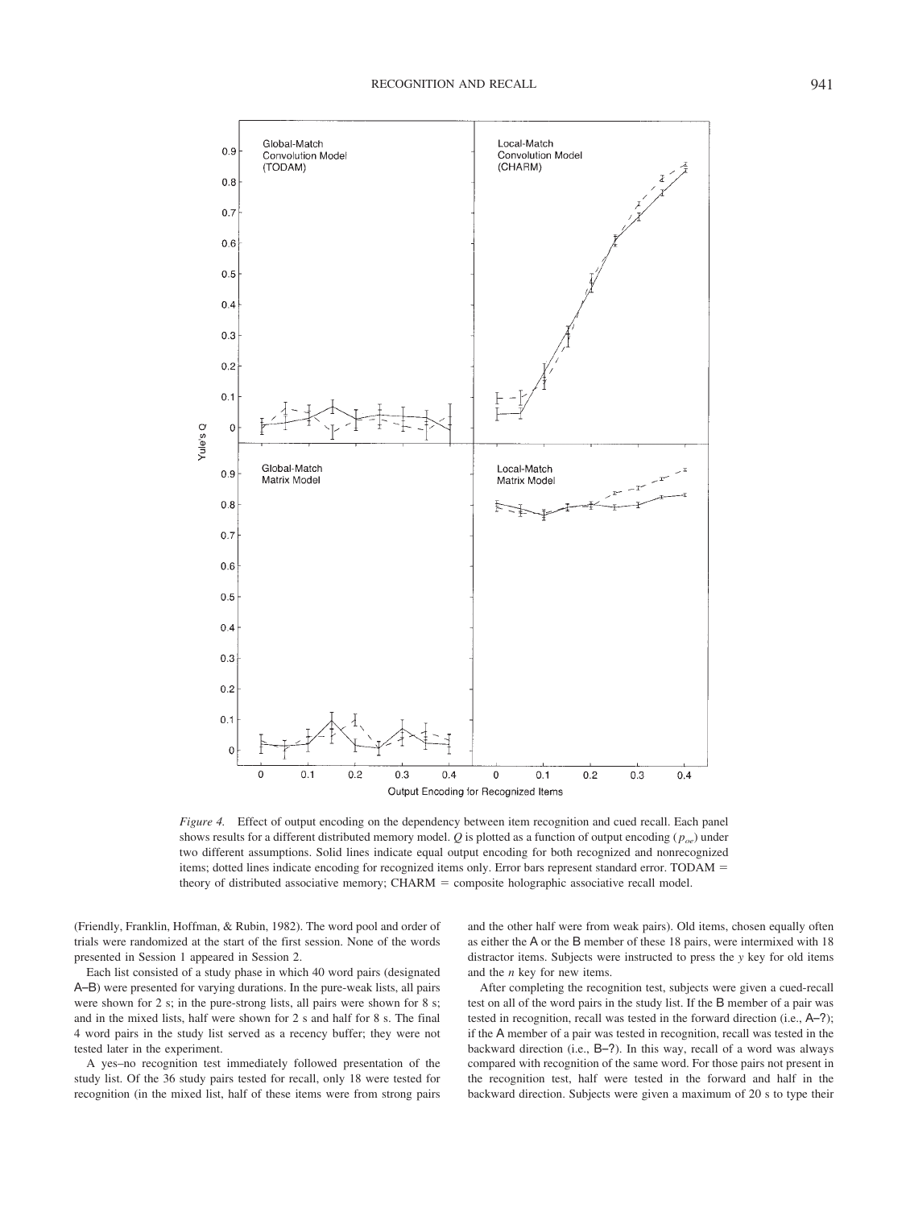*Figure 4.* Effect of output encoding on the dependency between item recognition and cued recall. Each panel shows results for a different distributed memory model. $Q$ is plotted as a function of output encoding ($p_{oe}$) under two different assumptions. Solid lines indicate equal output encoding for both recognized and nonrecognized items; dotted lines indicate encoding for recognized items only. Error bars represent standard error. TODAM = theory of distributed associative memory; CHARM = composite holographic associative recall model.

(Friendly, Franklin, Hoffman, & Rubin, 1982). The word pool and order of trials were randomized at the start of the first session. None of the words presented in Session 1 appeared in Session 2.

Each list consisted of a study phase in which 40 word pairs (designated A–B) were presented for varying durations. In the pure-weak lists, all pairs were shown for 2 s; in the pure-strong lists, all pairs were shown for 8 s; and in the mixed lists, half were shown for 2 s and half for 8 s. The final 4 word pairs in the study list served as a recency buffer; they were not tested later in the experiment.

A yes–no recognition test immediately followed presentation of the study list. Of the 36 study pairs tested for recall, only 18 were tested for recognition (in the mixed list, half of these items were from strong pairs and the other half were from weak pairs). Old items, chosen equally often as either the A or the B member of these 18 pairs, were intermixed with 18 distractor items. Subjects were instructed to press the *y* key for old items and the *n* key for new items.

After completing the recognition test, subjects were given a cued-recall test on all of the word pairs in the study list. If the B member of a pair was tested in recognition, recall was tested in the forward direction (i.e., A–?); if the A member of a pair was tested in recognition, recall was tested in the backward direction (i.e., B–?). In this way, recall of a word was always compared with recognition of the same word. For those pairs not present in the recognition test, half were tested in the forward and half in the backward direction. Subjects were given a maximum of 20 s to type their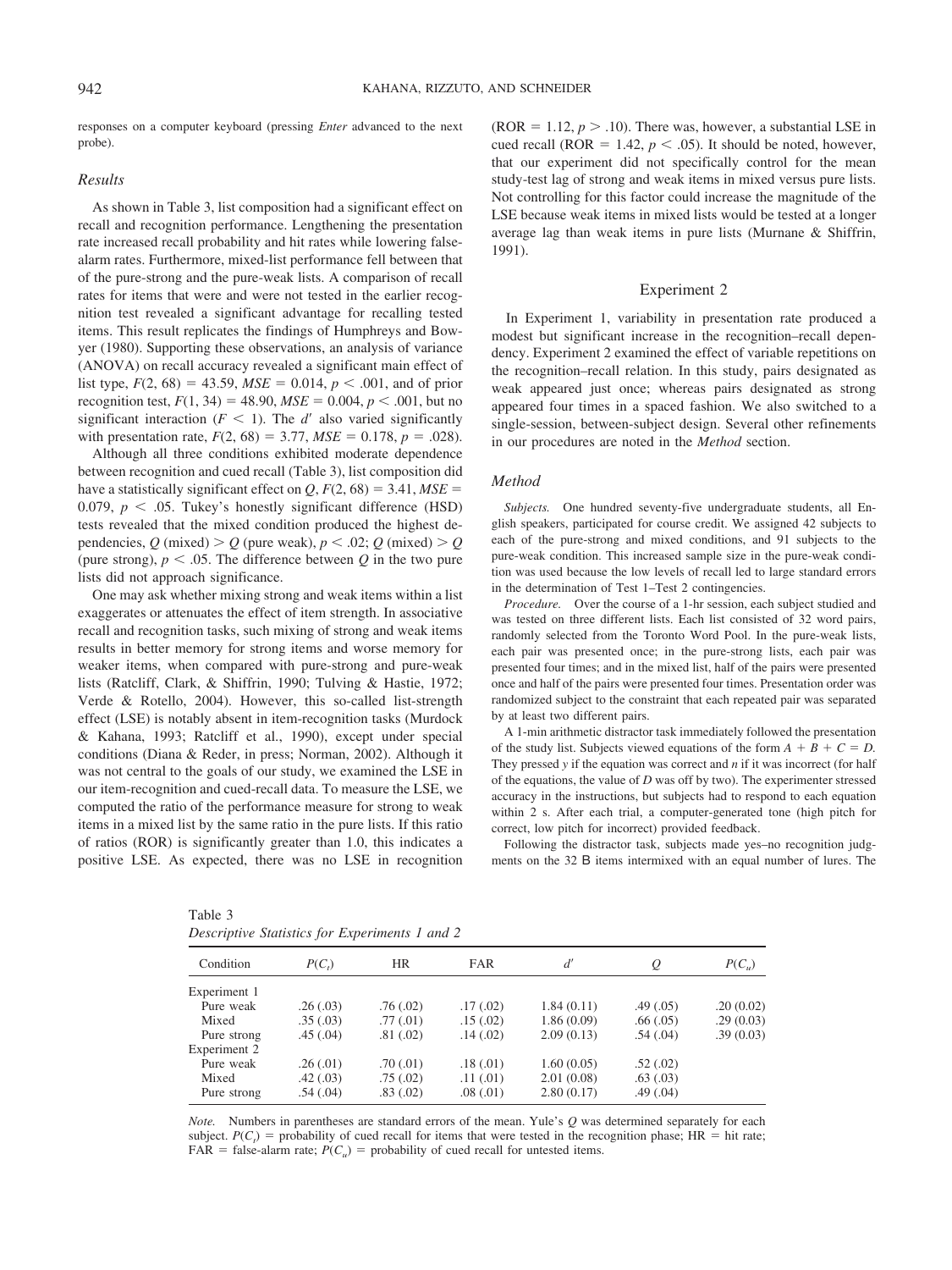responses on a computer keyboard (pressing *Enter* advanced to the next probe).

### Results

As shown in Table 3, list composition had a significant effect on recall and recognition performance. Lengthening the presentation rate increased recall probability and hit rates while lowering false-alarm rates. Furthermore, mixed-list performance fell between that of the pure-strong and the pure-weak lists. A comparison of recall rates for items that were and were not tested in the earlier recognition test revealed a significant advantage for recalling tested items. This result replicates the findings of Humphreys and Bowyer (1980). Supporting these observations, an analysis of variance (ANOVA) on recall accuracy revealed a significant main effect of list type, $F(2, 68) = 43.59$, $MSE = 0.014$, $p < .001$, and of prior recognition test, $F(1, 34) = 48.90$, $MSE = 0.004$, $p < .001$, but no significant interaction ($F < 1$). The $d'$ also varied significantly with presentation rate, $F(2, 68) = 3.77$, $MSE = 0.178$, $p = .028$).

Although all three conditions exhibited moderate dependence between recognition and cued recall (Table 3), list composition did have a statistically significant effect on $Q$, $F(2, 68) = 3.41$, $MSE = 0.079$, $p < .05$. Tukey's honestly significant difference (HSD) tests revealed that the mixed condition produced the highest dependencies, $Q$ (mixed) $>$ $Q$ (pure weak), $p < .02$; $Q$ (mixed) $>$ $Q$ (pure strong), $p < .05$. The difference between $Q$ in the two pure lists did not approach significance.

One may ask whether mixing strong and weak items within a list exaggerates or attenuates the effect of item strength. In associative recall and recognition tasks, such mixing of strong and weak items results in better memory for strong items and worse memory for weaker items, when compared with pure-strong and pure-weak lists (Ratcliff, Clark, & Shiffrin, 1990; Tulving & Hastie, 1972; Verde & Rotello, 2004). However, this so-called list-strength effect (LSE) is notably absent in item-recognition tasks (Murdock & Kahana, 1993; Ratcliff et al., 1990), except under special conditions (Diana & Reder, in press; Norman, 2002). Although it was not central to the goals of our study, we examined the LSE in our item-recognition and cued-recall data. To measure the LSE, we computed the ratio of the performance measure for strong to weak items in a mixed list by the same ratio in the pure lists. If this ratio of ratios (ROR) is significantly greater than 1.0, this indicates a positive LSE. As expected, there was no LSE in recognition (ROR $= 1.12$, $p > .10$). There was, however, a substantial LSE in cued recall (ROR $= 1.42$, $p < .05$). It should be noted, however, that our experiment did not specifically control for the mean study-test lag of strong and weak items in mixed versus pure lists. Not controlling for this factor could increase the magnitude of the LSE because weak items in mixed lists would be tested at a longer average lag than weak items in pure lists (Murnane & Shiffrin, 1991).

## Experiment 2

In Experiment 1, variability in presentation rate produced a modest but significant increase in the recognition–recall dependency. Experiment 2 examined the effect of variable repetitions on the recognition–recall relation. In this study, pairs designated as weak appeared just once; whereas pairs designated as strong appeared four times in a spaced fashion. We also switched to a single-session, between-subject design. Several other refinements in our procedures are noted in the *Method* section.

### Method

*Subjects.* One hundred seventy-five undergraduate students, all English speakers, participated for course credit. We assigned 42 subjects to each of the pure-strong and mixed conditions, and 91 subjects to the pure-weak condition. This increased sample size in the pure-weak condition was used because the low levels of recall led to large standard errors in the determination of Test 1–Test 2 contingencies.

*Procedure.* Over the course of a 1-hr session, each subject studied and was tested on three different lists. Each list consisted of 32 word pairs, randomly selected from the Toronto Word Pool. In the pure-weak lists, each pair was presented once; in the pure-strong lists, each pair was presented four times; and in the mixed list, half of the pairs were presented once and half of the pairs were presented four times. Presentation order was randomized subject to the constraint that each repeated pair was separated by at least two different pairs.

A 1-min arithmetic distractor task immediately followed the presentation of the study list. Subjects viewed equations of the form $A + B + C = D$. They pressed *y* if the equation was correct and *n* if it was incorrect (for half of the equations, the value of $D$ was off by two). The experimenter stressed accuracy in the instructions, but subjects had to respond to each equation within 2 s. After each trial, a computer-generated tone (high pitch for correct, low pitch for incorrect) provided feedback.

Following the distractor task, subjects made yes–no recognition judgments on the 32 B items intermixed with an equal number of lures. The

Table 3
*Descriptive Statistics for Experiments 1 and 2*

| Condition | $P(C_t)$ | HR | FAR | $d'$ | $Q$ | $P(C_u)$ |
|---|---|---|---|---|---|---|
| Experiment 1 | | | | | | |
| Pure weak | .26 (.03) | .76 (.02) | .17 (.02) | 1.84 (0.11) | .49 (.05) | .20 (0.02) |
| Mixed | .35 (.03) | .77 (.01) | .15 (.02) | 1.86 (0.09) | .66 (.05) | .29 (0.03) |
| Pure strong | .45 (.04) | .81 (.02) | .14 (.02) | 2.09 (0.13) | .54 (.04) | .39 (0.03) |
| Experiment 2 | | | | | | |
| Pure weak | .26 (.01) | .70 (.01) | .18 (.01) | 1.60 (0.05) | .52 (.02) | |
| Mixed | .42 (.03) | .75 (.02) | .11 (.01) | 2.01 (0.08) | .63 (.03) | |
| Pure strong | .54 (.04) | .83 (.02) | .08 (.01) | 2.80 (0.17) | .49 (.04) | |

*Note.* Numbers in parentheses are standard errors of the mean. Yule's $Q$ was determined separately for each subject. $P(C_t)$ = probability of cued recall for items that were tested in the recognition phase; HR = hit rate; FAR = false-alarm rate; $P(C_u)$ = probability of cued recall for untested items.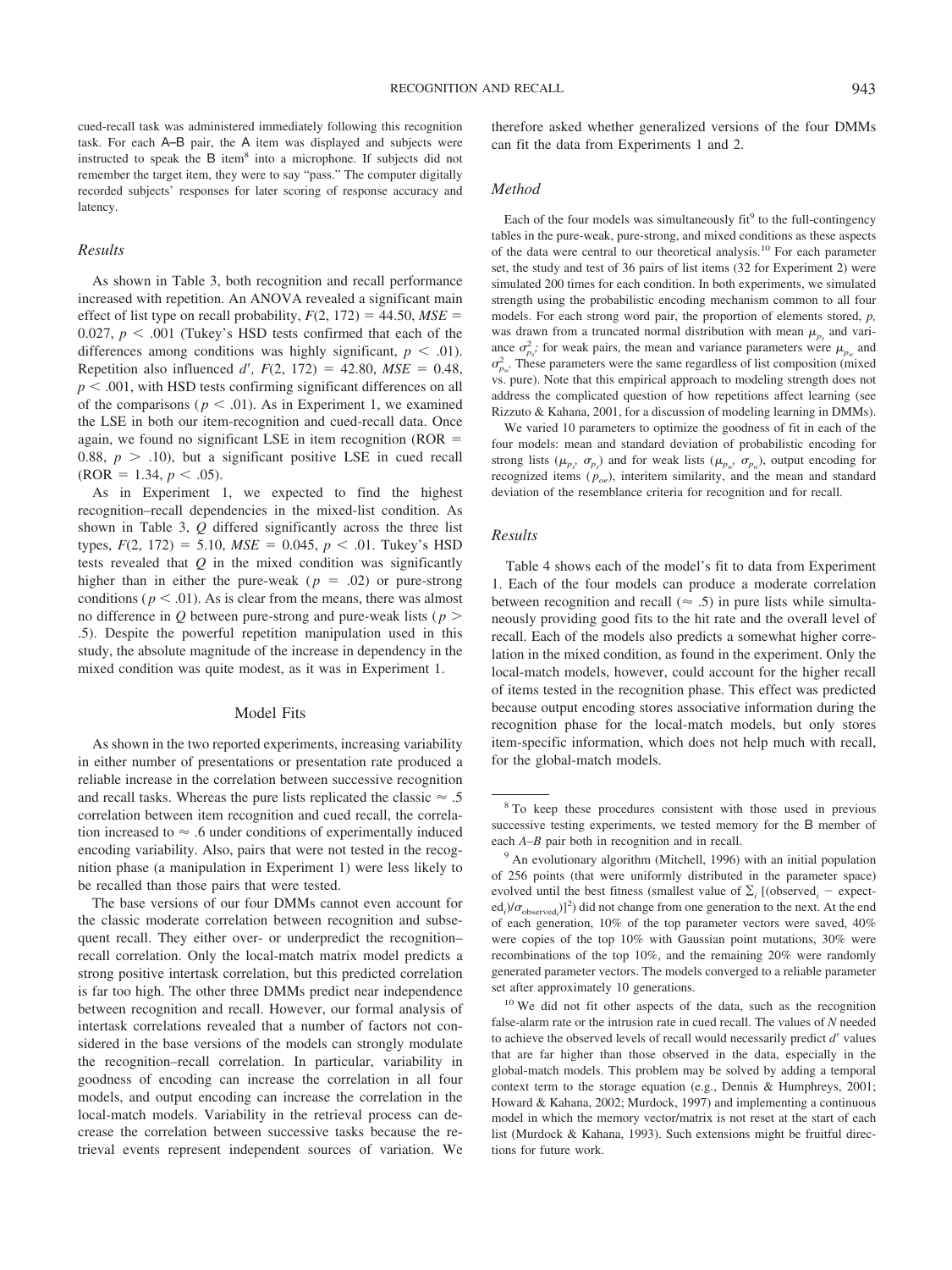cued-recall task was administered immediately following this recognition task. For each A–B pair, the A item was displayed and subjects were instructed to speak the B item[8] into a microphone. If subjects did not remember the target item, they were to say "pass." The computer digitally recorded subjects' responses for later scoring of response accuracy and latency.

### Results

As shown in Table 3, both recognition and recall performance increased with repetition. An ANOVA revealed a significant main effect of list type on recall probability, $F(2, 172) = 44.50$, $MSE = 0.027$, $p < .001$ (Tukey's HSD tests confirmed that each of the differences among conditions was highly significant, $p < .01$). Repetition also influenced $d'$, $F(2, 172) = 42.80$, $MSE = 0.48$, $p < .001$, with HSD tests confirming significant differences on all of the comparisons ($p < .01$). As in Experiment 1, we examined the LSE in both our item-recognition and cued-recall data. Once again, we found no significant LSE in item recognition (ROR = 0.88, $p > .10$), but a significant positive LSE in cued recall (ROR = 1.34, $p < .05$).

As in Experiment 1, we expected to find the highest recognition–recall dependencies in the mixed-list condition. As shown in Table 3, $Q$ differed significantly across the three list types, $F(2, 172) = 5.10$, $MSE = 0.045$, $p < .01$. Tukey's HSD tests revealed that $Q$ in the mixed condition was significantly higher than in either the pure-weak ($p = .02$) or pure-strong conditions ($p < .01$). As is clear from the means, there was almost no difference in $Q$ between pure-strong and pure-weak lists ($p > .5$). Despite the powerful repetition manipulation used in this study, the absolute magnitude of the increase in dependency in the mixed condition was quite modest, as it was in Experiment 1.

## Model Fits

As shown in the two reported experiments, increasing variability in either number of presentations or presentation rate produced a reliable increase in the correlation between successive recognition and recall tasks. Whereas the pure lists replicated the classic ≈ .5 correlation between item recognition and cued recall, the correlation increased to ≈ .6 under conditions of experimentally induced encoding variability. Also, pairs that were not tested in the recognition phase (a manipulation in Experiment 1) were less likely to be recalled than those pairs that were tested.

The base versions of our four DMMs cannot even account for the classic moderate correlation between recognition and subsequent recall. They either over- or underpredict the recognition–recall correlation. Only the local-match matrix model predicts a strong positive intertask correlation, but this predicted correlation is far too high. The other three DMMs predict near independence between recognition and recall. However, our formal analysis of intertask correlations revealed that a number of factors not considered in the base versions of the models can strongly modulate the recognition–recall correlation. In particular, variability in goodness of encoding can increase the correlation in all four models, and output encoding can increase the correlation in the local-match models. Variability in the retrieval process can decrease the correlation between successive tasks because the retrieval events represent independent sources of variation. We therefore asked whether generalized versions of the four DMMs can fit the data from Experiments 1 and 2.

### Method

Each of the four models was simultaneously fit[9] to the full-contingency tables in the pure-weak, pure-strong, and mixed conditions as these aspects of the data were central to our theoretical analysis.[10] For each parameter set, the study and test of 36 pairs of list items (32 for Experiment 2) were simulated 200 times for each condition. In both experiments, we simulated strength using the probabilistic encoding mechanism common to all four models. For each strong word pair, the proportion of elements stored, $p$, was drawn from a truncated normal distribution with mean $\mu_{p_s}$ and variance $\sigma^2_{p_s}$; for weak pairs, the mean and variance parameters were $\mu_{p_w}$ and $\sigma^2_{p_w}$. These parameters were the same regardless of list composition (mixed vs. pure). Note that this empirical approach to modeling strength does not address the complicated question of how repetitions affect learning (see Rizzuto & Kahana, 2001, for a discussion of modeling learning in DMMs).

We varied 10 parameters to optimize the goodness of fit in each of the four models: mean and standard deviation of probabilistic encoding for strong lists ($\mu_{p_s}$, $\sigma_{p_s}$) and for weak lists ($\mu_{p_w}$, $\sigma_{p_w}$), output encoding for recognized items ($p_{oe}$), interitem similarity, and the mean and standard deviation of the resemblance criteria for recognition and for recall.

### Results

Table 4 shows each of the model's fit to data from Experiment 1. Each of the four models can produce a moderate correlation between recognition and recall (≈ .5) in pure lists while simultaneously providing good fits to the hit rate and the overall level of recall. Each of the models also predicts a somewhat higher correlation in the mixed condition, as found in the experiment. Only the local-match models, however, could account for the higher recall of items tested in the recognition phase. This effect was predicted because output encoding stores associative information during the recognition phase for the local-match models, but only stores item-specific information, which does not help much with recall, for the global-match models.

---

[8] To keep these procedures consistent with those used in previous successive testing experiments, we tested memory for the B member of each $A$–$B$ pair both in recognition and in recall.

[9] An evolutionary algorithm (Mitchell, 1996) with an initial population of 256 points (that were uniformly distributed in the parameter space) evolved until the best fitness (smallest value of $\sum_i [(\text{observed}_i - \text{expected}_i)/\sigma_{\text{observed}_i}]^2$) did not change from one generation to the next. At the end of each generation, 10% of the top parameter vectors were saved, 40% were copies of the top 10% with Gaussian point mutations, 30% were recombinations of the top 10%, and the remaining 20% were randomly generated parameter vectors. The models converged to a reliable parameter set after approximately 10 generations.

[10] We did not fit other aspects of the data, such as the recognition false-alarm rate or the intrusion rate in cued recall. The values of $N$ needed to achieve the observed levels of recall would necessarily predict $d'$ values that are far higher than those observed in the data, especially in the global-match models. This problem may be solved by adding a temporal context term to the storage equation (e.g., Dennis & Humphreys, 2001; Howard & Kahana, 2002; Murdock, 1997) and implementing a continuous model in which the memory vector/matrix is not reset at the start of each list (Murdock & Kahana, 1993). Such extensions might be fruitful directions for future work.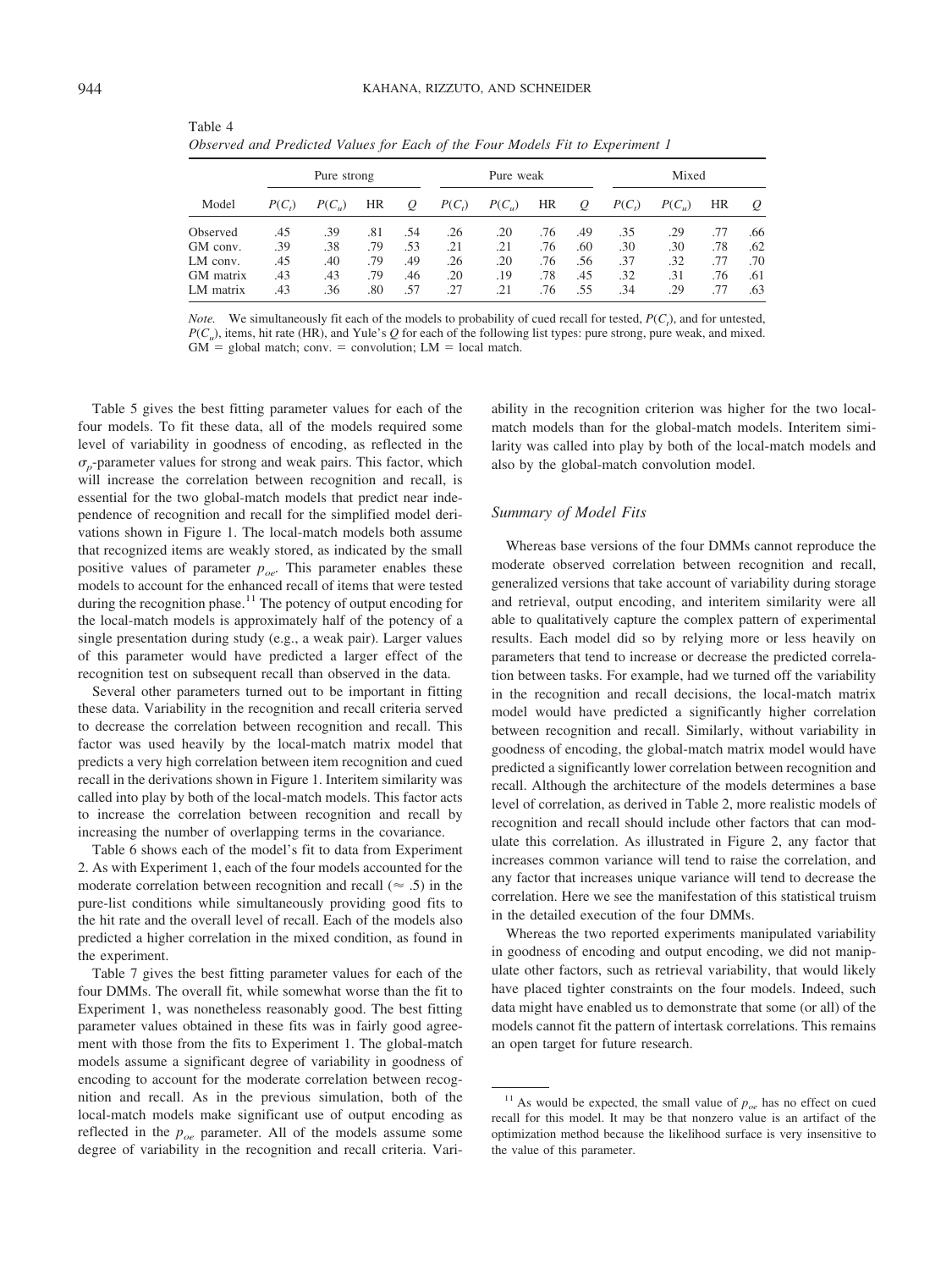Table 4
*Observed and Predicted Values for Each of the Four Models Fit to Experiment 1*

| Model | Pure strong | | | | Pure weak | | | | Mixed | | | |
|---|---|---|---|---|---|---|---|---|---|---|---|---|
| | $P(C_t)$ | $P(C_u)$ | HR | $Q$ | $P(C_t)$ | $P(C_u)$ | HR | $Q$ | $P(C_t)$ | $P(C_u)$ | HR | $Q$ |
| Observed | .45 | .39 | .81 | .54 | .26 | .20 | .76 | .49 | .35 | .29 | .77 | .66 |
| GM conv. | .39 | .38 | .79 | .53 | .21 | .21 | .76 | .60 | .30 | .30 | .78 | .62 |
| LM conv. | .45 | .40 | .79 | .49 | .26 | .20 | .76 | .56 | .37 | .32 | .77 | .70 |
| GM matrix | .43 | .43 | .79 | .46 | .20 | .19 | .78 | .45 | .32 | .31 | .76 | .61 |
| LM matrix | .43 | .36 | .80 | .57 | .27 | .21 | .76 | .55 | .34 | .29 | .77 | .63 |

*Note.* We simultaneously fit each of the models to probability of cued recall for tested, $P(C_t)$, and for untested, $P(C_u)$, items, hit rate (HR), and Yule's $Q$ for each of the following list types: pure strong, pure weak, and mixed. GM = global match; conv. = convolution; LM = local match.

Table 5 gives the best fitting parameter values for each of the four models. To fit these data, all of the models required some level of variability in goodness of encoding, as reflected in the $\sigma_p$-parameter values for strong and weak pairs. This factor, which will increase the correlation between recognition and recall, is essential for the two global-match models that predict near independence of recognition and recall for the simplified model derivations shown in Figure 1. The local-match models both assume that recognized items are weakly stored, as indicated by the small positive values of parameter $p_{oe}$. This parameter enables these models to account for the enhanced recall of items that were tested during the recognition phase.[11] The potency of output encoding for the local-match models is approximately half of the potency of a single presentation during study (e.g., a weak pair). Larger values of this parameter would have predicted a larger effect of the recognition test on subsequent recall than observed in the data.

Several other parameters turned out to be important in fitting these data. Variability in the recognition and recall criteria served to decrease the correlation between recognition and recall. This factor was used heavily by the local-match matrix model that predicts a very high correlation between item recognition and cued recall in the derivations shown in Figure 1. Interitem similarity was called into play by both of the local-match models. This factor acts to increase the correlation between recognition and recall by increasing the number of overlapping terms in the covariance.

Table 6 shows each of the model's fit to data from Experiment 2. As with Experiment 1, each of the four models accounted for the moderate correlation between recognition and recall ($\approx$ .5) in the pure-list conditions while simultaneously providing good fits to the hit rate and the overall level of recall. Each of the models also predicted a higher correlation in the mixed condition, as found in the experiment.

Table 7 gives the best fitting parameter values for each of the four DMMs. The overall fit, while somewhat worse than the fit to Experiment 1, was nonetheless reasonably good. The best fitting parameter values obtained in these fits was in fairly good agreement with those from the fits to Experiment 1. The global-match models assume a significant degree of variability in goodness of encoding to account for the moderate correlation between recognition and recall. As in the previous simulation, both of the local-match models make significant use of output encoding as reflected in the $p_{oe}$ parameter. All of the models assume some degree of variability in the recognition and recall criteria. Variability in the recognition criterion was higher for the two local-match models than for the global-match models. Interitem similarity was called into play by both of the local-match models and also by the global-match convolution model.

### Summary of Model Fits

Whereas base versions of the four DMMs cannot reproduce the moderate observed correlation between recognition and recall, generalized versions that take account of variability during storage and retrieval, output encoding, and interitem similarity were all able to qualitatively capture the complex pattern of experimental results. Each model did so by relying more or less heavily on parameters that tend to increase or decrease the predicted correlation between tasks. For example, had we turned off the variability in the recognition and recall decisions, the local-match matrix model would have predicted a significantly higher correlation between recognition and recall. Similarly, without variability in goodness of encoding, the global-match matrix model would have predicted a significantly lower correlation between recognition and recall. Although the architecture of the models determines a base level of correlation, as derived in Table 2, more realistic models of recognition and recall should include other factors that can modulate this correlation. As illustrated in Figure 2, any factor that increases common variance will tend to raise the correlation, and any factor that increases unique variance will tend to decrease the correlation. Here we see the manifestation of this statistical truism in the detailed execution of the four DMMs.

Whereas the two reported experiments manipulated variability in goodness of encoding and output encoding, we did not manipulate other factors, such as retrieval variability, that would likely have placed tighter constraints on the four models. Indeed, such data might have enabled us to demonstrate that some (or all) of the models cannot fit the pattern of intertask correlations. This remains an open target for future research.

[11] As would be expected, the small value of $p_{oe}$ has no effect on cued recall for this model. It may be that nonzero value is an artifact of the optimization method because the likelihood surface is very insensitive to the value of this parameter.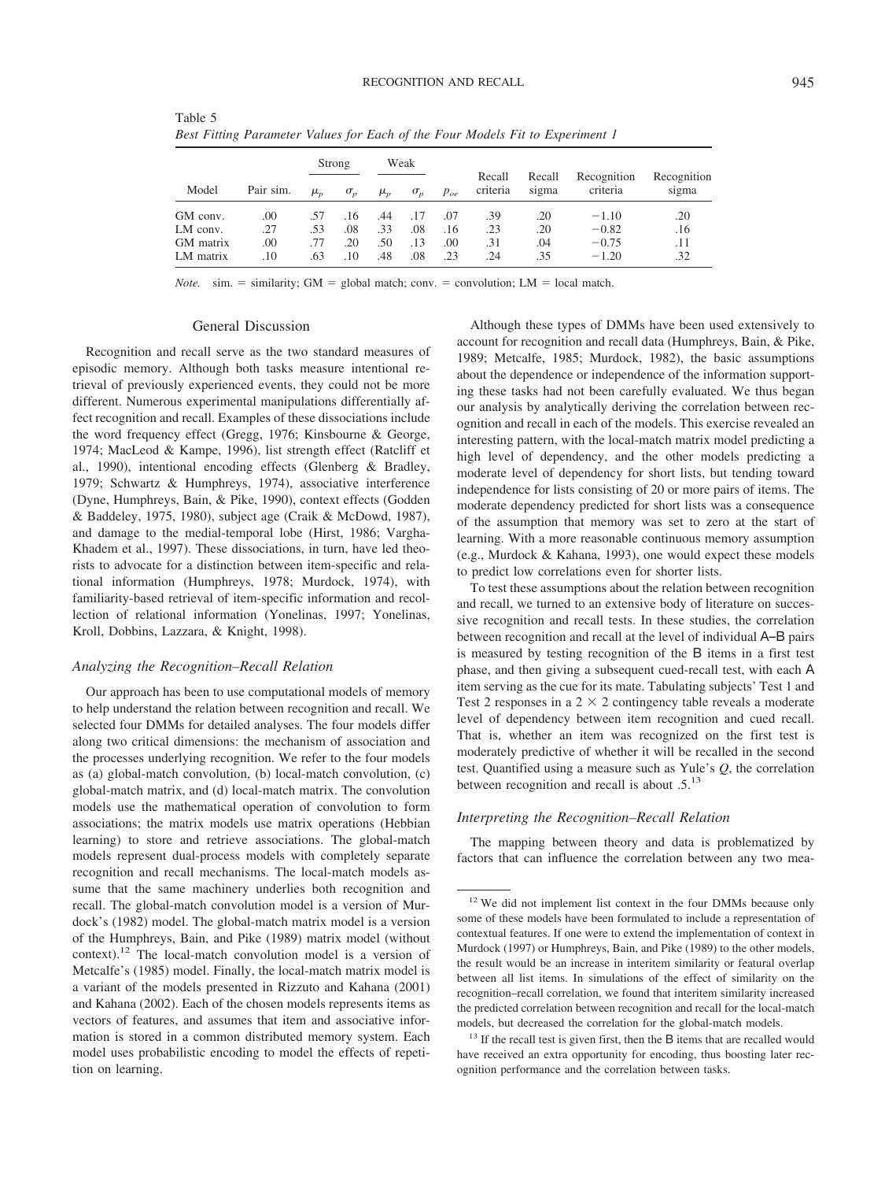Table 5
*Best Fitting Parameter Values for Each of the Four Models Fit to Experiment 1*

| Model | Pair sim. | Strong | | Weak | | | Recall criteria | Recall sigma | Recognition criteria | Recognition sigma |
|---|---|---|---|---|---|---|---|---|---|---|
| | | $\mu_p$ | $\sigma_p$ | $\mu_p$ | $\sigma_p$ | $p_{oe}$ | | | | |
| GM conv. | .00 | .57 | .16 | .44 | .17 | .07 | .39 | .20 | −1.10 | .20 |
| LM conv. | .27 | .53 | .08 | .33 | .08 | .16 | .23 | .20 | −0.82 | .16 |
| GM matrix | .00 | .77 | .20 | .50 | .13 | .00 | .31 | .04 | −0.75 | .11 |
| LM matrix | .10 | .63 | .10 | .48 | .08 | .23 | .24 | .35 | −1.20 | .32 |

*Note.* sim. = similarity; GM = global match; conv. = convolution; LM = local match.

## General Discussion

Recognition and recall serve as the two standard measures of episodic memory. Although both tasks measure intentional retrieval of previously experienced events, they could not be more different. Numerous experimental manipulations differentially affect recognition and recall. Examples of these dissociations include the word frequency effect (Gregg, 1976; Kinsbourne & George, 1974; MacLeod & Kampe, 1996), list strength effect (Ratcliff et al., 1990), intentional encoding effects (Glenberg & Bradley, 1979; Schwartz & Humphreys, 1974), associative interference (Dyne, Humphreys, Bain, & Pike, 1990), context effects (Godden & Baddeley, 1975, 1980), subject age (Craik & McDowd, 1987), and damage to the medial-temporal lobe (Hirst, 1986; Vargha-Khadem et al., 1997). These dissociations, in turn, have led theorists to advocate for a distinction between item-specific and relational information (Humphreys, 1978; Murdock, 1974), with familiarity-based retrieval of item-specific information and recollection of relational information (Yonelinas, 1997; Yonelinas, Kroll, Dobbins, Lazzara, & Knight, 1998).

### *Analyzing the Recognition–Recall Relation*

Our approach has been to use computational models of memory to help understand the relation between recognition and recall. We selected four DMMs for detailed analyses. The four models differ along two critical dimensions: the mechanism of association and the processes underlying recognition. We refer to the four models as (a) global-match convolution, (b) local-match convolution, (c) global-match matrix, and (d) local-match matrix. The convolution models use the mathematical operation of convolution to form associations; the matrix models use matrix operations (Hebbian learning) to store and retrieve associations. The global-match models represent dual-process models with completely separate recognition and recall mechanisms. The local-match models assume that the same machinery underlies both recognition and recall. The global-match convolution model is a version of Murdock's (1982) model. The global-match matrix model is a version of the Humphreys, Bain, and Pike (1989) matrix model (without context).[12] The local-match convolution model is a version of Metcalfe's (1985) model. Finally, the local-match matrix model is a variant of the models presented in Rizzuto and Kahana (2001) and Kahana (2002). Each of the chosen models represents items as vectors of features, and assumes that item and associative information is stored in a common distributed memory system. Each model uses probabilistic encoding to model the effects of repetition on learning.

Although these types of DMMs have been used extensively to account for recognition and recall data (Humphreys, Bain, & Pike, 1989; Metcalfe, 1985; Murdock, 1982), the basic assumptions about the dependence or independence of the information supporting these tasks had not been carefully evaluated. We thus began our analysis by analytically deriving the correlation between recognition and recall in each of the models. This exercise revealed an interesting pattern, with the local-match matrix model predicting a high level of dependency, and the other models predicting a moderate level of dependency for short lists, but tending toward independence for lists consisting of 20 or more pairs of items. The moderate dependency predicted for short lists was a consequence of the assumption that memory was set to zero at the start of learning. With a more reasonable continuous memory assumption (e.g., Murdock & Kahana, 1993), one would expect these models to predict low correlations even for shorter lists.

To test these assumptions about the relation between recognition and recall, we turned to an extensive body of literature on successive recognition and recall tests. In these studies, the correlation between recognition and recall at the level of individual A–B pairs is measured by testing recognition of the B items in a first test phase, and then giving a subsequent cued-recall test, with each A item serving as the cue for its mate. Tabulating subjects' Test 1 and Test 2 responses in a 2 × 2 contingency table reveals a moderate level of dependency between item recognition and cued recall. That is, whether an item was recognized on the first test is moderately predictive of whether it will be recalled in the second test. Quantified using a measure such as Yule's *Q*, the correlation between recognition and recall is about .5.[13]

### *Interpreting the Recognition–Recall Relation*

The mapping between theory and data is problematized by factors that can influence the correlation between any two mea-

[12] We did not implement list context in the four DMMs because only some of these models have been formulated to include a representation of contextual features. If one were to extend the implementation of context in Murdock (1997) or Humphreys, Bain, and Pike (1989) to the other models, the result would be an increase in interitem similarity or featural overlap between all list items. In simulations of the effect of similarity on the recognition–recall correlation, we found that interitem similarity increased the predicted correlation between recognition and recall for the local-match models, but decreased the correlation for the global-match models.

[13] If the recall test is given first, then the B items that are recalled would have received an extra opportunity for encoding, thus boosting later recognition performance and the correlation between tasks.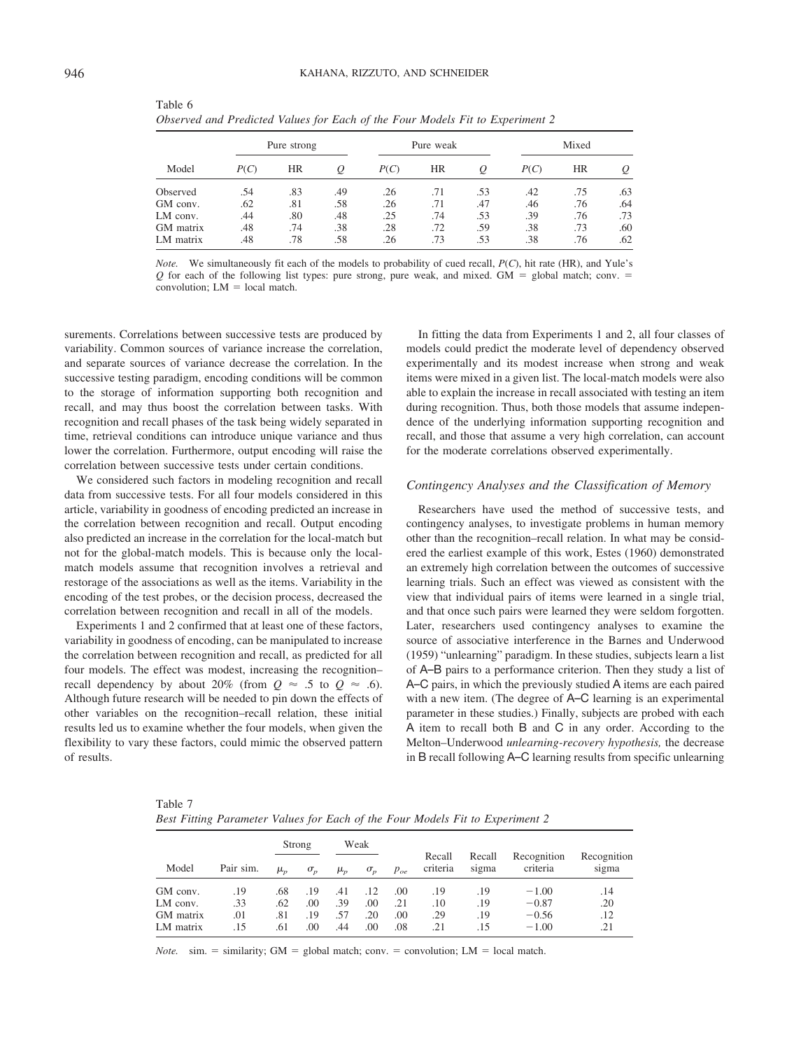Table 6
*Observed and Predicted Values for Each of the Four Models Fit to Experiment 2*

| Model | Pure strong | | | Pure weak | | | Mixed | | |
|---|---|---|---|---|---|---|---|---|---|
| | $P(C)$ | HR | $Q$ | $P(C)$ | HR | $Q$ | $P(C)$ | HR | $Q$ |
| Observed | .54 | .83 | .49 | .26 | .71 | .53 | .42 | .75 | .63 |
| GM conv. | .62 | .81 | .58 | .26 | .71 | .47 | .46 | .76 | .64 |
| LM conv. | .44 | .80 | .48 | .25 | .74 | .53 | .39 | .76 | .73 |
| GM matrix | .48 | .74 | .38 | .28 | .72 | .59 | .38 | .73 | .60 |
| LM matrix | .48 | .78 | .58 | .26 | .73 | .53 | .38 | .76 | .62 |

*Note.* We simultaneously fit each of the models to probability of cued recall, $P(C)$, hit rate (HR), and Yule's $Q$ for each of the following list types: pure strong, pure weak, and mixed. GM = global match; conv. = convolution; LM = local match.

surements. Correlations between successive tests are produced by variability. Common sources of variance increase the correlation, and separate sources of variance decrease the correlation. In the successive testing paradigm, encoding conditions will be common to the storage of information supporting both recognition and recall, and may thus boost the correlation between tasks. With recognition and recall phases of the task being widely separated in time, retrieval conditions can introduce unique variance and thus lower the correlation. Furthermore, output encoding will raise the correlation between successive tests under certain conditions.

We considered such factors in modeling recognition and recall data from successive tests. For all four models considered in this article, variability in goodness of encoding predicted an increase in the correlation between recognition and recall. Output encoding also predicted an increase in the correlation for the local-match but not for the global-match models. This is because only the local-match models assume that recognition involves a retrieval and restorage of the associations as well as the items. Variability in the encoding of the test probes, or the decision process, decreased the correlation between recognition and recall in all of the models.

Experiments 1 and 2 confirmed that at least one of these factors, variability in goodness of encoding, can be manipulated to increase the correlation between recognition and recall, as predicted for all four models. The effect was modest, increasing the recognition–recall dependency by about 20% (from $Q \approx .5$ to $Q \approx .6$). Although future research will be needed to pin down the effects of other variables on the recognition–recall relation, these initial results led us to examine whether the four models, when given the flexibility to vary these factors, could mimic the observed pattern of results.

In fitting the data from Experiments 1 and 2, all four classes of models could predict the moderate level of dependency observed experimentally and its modest increase when strong and weak items were mixed in a given list. The local-match models were also able to explain the increase in recall associated with testing an item during recognition. Thus, both those models that assume independence of the underlying information supporting recognition and recall, and those that assume a very high correlation, can account for the moderate correlations observed experimentally.

### Contingency Analyses and the Classification of Memory

Researchers have used the method of successive tests, and contingency analyses, to investigate problems in human memory other than the recognition–recall relation. In what may be considered the earliest example of this work, Estes (1960) demonstrated an extremely high correlation between the outcomes of successive learning trials. Such an effect was viewed as consistent with the view that individual pairs of items were learned in a single trial, and that once such pairs were learned they were seldom forgotten. Later, researchers used contingency analyses to examine the source of associative interference in the Barnes and Underwood (1959) "unlearning" paradigm. In these studies, subjects learn a list of A–B pairs to a performance criterion. Then they study a list of A–C pairs, in which the previously studied A items are each paired with a new item. (The degree of A–C learning is an experimental parameter in these studies.) Finally, subjects are probed with each A item to recall both B and C in any order. According to the Melton–Underwood *unlearning-recovery hypothesis,* the decrease in B recall following A–C learning results from specific unlearning

Table 7
*Best Fitting Parameter Values for Each of the Four Models Fit to Experiment 2*

| Model | Pair sim. | Strong | | Weak | | $p_{oe}$ | Recall criteria | Recall sigma | Recognition criteria | Recognition sigma |
|---|---|---|---|---|---|---|---|---|---|---|
| | | $\mu_p$ | $\sigma_p$ | $\mu_p$ | $\sigma_p$ | | | | | |
| GM conv. | .19 | .68 | .19 | .41 | .12 | .00 | .19 | .19 | −1.00 | .14 |
| LM conv. | .33 | .62 | .00 | .39 | .00 | .21 | .10 | .19 | −0.87 | .20 |
| GM matrix | .01 | .81 | .19 | .57 | .20 | .00 | .29 | .19 | −0.56 | .12 |
| LM matrix | .15 | .61 | .00 | .44 | .00 | .08 | .21 | .15 | −1.00 | .21 |

*Note.* sim. = similarity; GM = global match; conv. = convolution; LM = local match.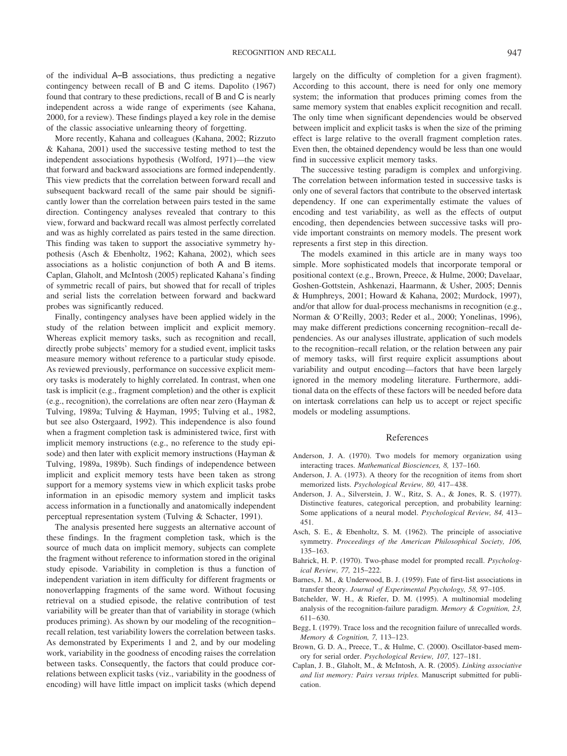of the individual A–B associations, thus predicting a negative contingency between recall of B and C items. Dapolito (1967) found that contrary to these predictions, recall of B and C is nearly independent across a wide range of experiments (see Kahana, 2000, for a review). These findings played a key role in the demise of the classic associative unlearning theory of forgetting.

More recently, Kahana and colleagues (Kahana, 2002; Rizzuto & Kahana, 2001) used the successive testing method to test the independent associations hypothesis (Wolford, 1971)—the view that forward and backward associations are formed independently. This view predicts that the correlation between forward recall and subsequent backward recall of the same pair should be significantly lower than the correlation between pairs tested in the same direction. Contingency analyses revealed that contrary to this view, forward and backward recall was almost perfectly correlated and was as highly correlated as pairs tested in the same direction. This finding was taken to support the associative symmetry hypothesis (Asch & Ebenholtz, 1962; Kahana, 2002), which sees associations as a holistic conjunction of both A and B items. Caplan, Glaholt, and McIntosh (2005) replicated Kahana's finding of symmetric recall of pairs, but showed that for recall of triples and serial lists the correlation between forward and backward probes was significantly reduced.

Finally, contingency analyses have been applied widely in the study of the relation between implicit and explicit memory. Whereas explicit memory tasks, such as recognition and recall, directly probe subjects' memory for a studied event, implicit tasks measure memory without reference to a particular study episode. As reviewed previously, performance on successive explicit memory tasks is moderately to highly correlated. In contrast, when one task is implicit (e.g., fragment completion) and the other is explicit (e.g., recognition), the correlations are often near zero (Hayman & Tulving, 1989a; Tulving & Hayman, 1995; Tulving et al., 1982, but see also Ostergaard, 1992). This independence is also found when a fragment completion task is administered twice, first with implicit memory instructions (e.g., no reference to the study episode) and then later with explicit memory instructions (Hayman & Tulving, 1989a, 1989b). Such findings of independence between implicit and explicit memory tests have been taken as strong support for a memory systems view in which explicit tasks probe information in an episodic memory system and implicit tasks access information in a functionally and anatomically independent perceptual representation system (Tulving & Schacter, 1991).

The analysis presented here suggests an alternative account of these findings. In the fragment completion task, which is the source of much data on implicit memory, subjects can complete the fragment without reference to information stored in the original study episode. Variability in completion is thus a function of independent variation in item difficulty for different fragments or nonoverlapping fragments of the same word. Without focusing retrieval on a studied episode, the relative contribution of test variability will be greater than that of variability in storage (which produces priming). As shown by our modeling of the recognition–recall relation, test variability lowers the correlation between tasks. As demonstrated by Experiments 1 and 2, and by our modeling work, variability in the goodness of encoding raises the correlation between tasks. Consequently, the factors that could produce correlations between explicit tasks (viz., variability in the goodness of encoding) will have little impact on implicit tasks (which depend largely on the difficulty of completion for a given fragment). According to this account, there is need for only one memory system; the information that produces priming comes from the same memory system that enables explicit recognition and recall. The only time when significant dependencies would be observed between implicit and explicit tasks is when the size of the priming effect is large relative to the overall fragment completion rates. Even then, the obtained dependency would be less than one would find in successive explicit memory tasks.

The successive testing paradigm is complex and unforgiving. The correlation between information tested in successive tasks is only one of several factors that contribute to the observed intertask dependency. If one can experimentally estimate the values of encoding and test variability, as well as the effects of output encoding, then dependencies between successive tasks will provide important constraints on memory models. The present work represents a first step in this direction.

The models examined in this article are in many ways too simple. More sophisticated models that incorporate temporal or positional context (e.g., Brown, Preece, & Hulme, 2000; Davelaar, Goshen-Gottstein, Ashkenazi, Haarmann, & Usher, 2005; Dennis & Humphreys, 2001; Howard & Kahana, 2002; Murdock, 1997), and/or that allow for dual-process mechanisms in recognition (e.g., Norman & O'Reilly, 2003; Reder et al., 2000; Yonelinas, 1996), may make different predictions concerning recognition–recall dependencies. As our analyses illustrate, application of such models to the recognition–recall relation, or the relation between any pair of memory tasks, will first require explicit assumptions about variability and output encoding—factors that have been largely ignored in the memory modeling literature. Furthermore, additional data on the effects of these factors will be needed before data on intertask correlations can help us to accept or reject specific models or modeling assumptions.

## References

Anderson, J. A. (1970). Two models for memory organization using interacting traces. *Mathematical Biosciences, 8,* 137–160.

Anderson, J. A. (1973). A theory for the recognition of items from short memorized lists. *Psychological Review, 80,* 417–438.

Anderson, J. A., Silverstein, J. W., Ritz, S. A., & Jones, R. S. (1977). Distinctive features, categorical perception, and probability learning: Some applications of a neural model. *Psychological Review, 84,* 413–451.

Asch, S. E., & Ebenholtz, S. M. (1962). The principle of associative symmetry. *Proceedings of the American Philosophical Society, 106,* 135–163.

Bahrick, H. P. (1970). Two-phase model for prompted recall. *Psychological Review, 77,* 215–222.

Barnes, J. M., & Underwood, B. J. (1959). Fate of first-list associations in transfer theory. *Journal of Experimental Psychology, 58,* 97–105.

Batchelder, W. H., & Riefer, D. M. (1995). A multinomial modeling analysis of the recognition-failure paradigm. *Memory & Cognition, 23,* 611–630.

Begg, I. (1979). Trace loss and the recognition failure of unrecalled words. *Memory & Cognition, 7,* 113–123.

Brown, G. D. A., Preece, T., & Hulme, C. (2000). Oscillator-based memory for serial order. *Psychological Review, 107,* 127–181.

Caplan, J. B., Glaholt, M., & McIntosh, A. R. (2005). *Linking associative and list memory: Pairs versus triples.* Manuscript submitted for publication.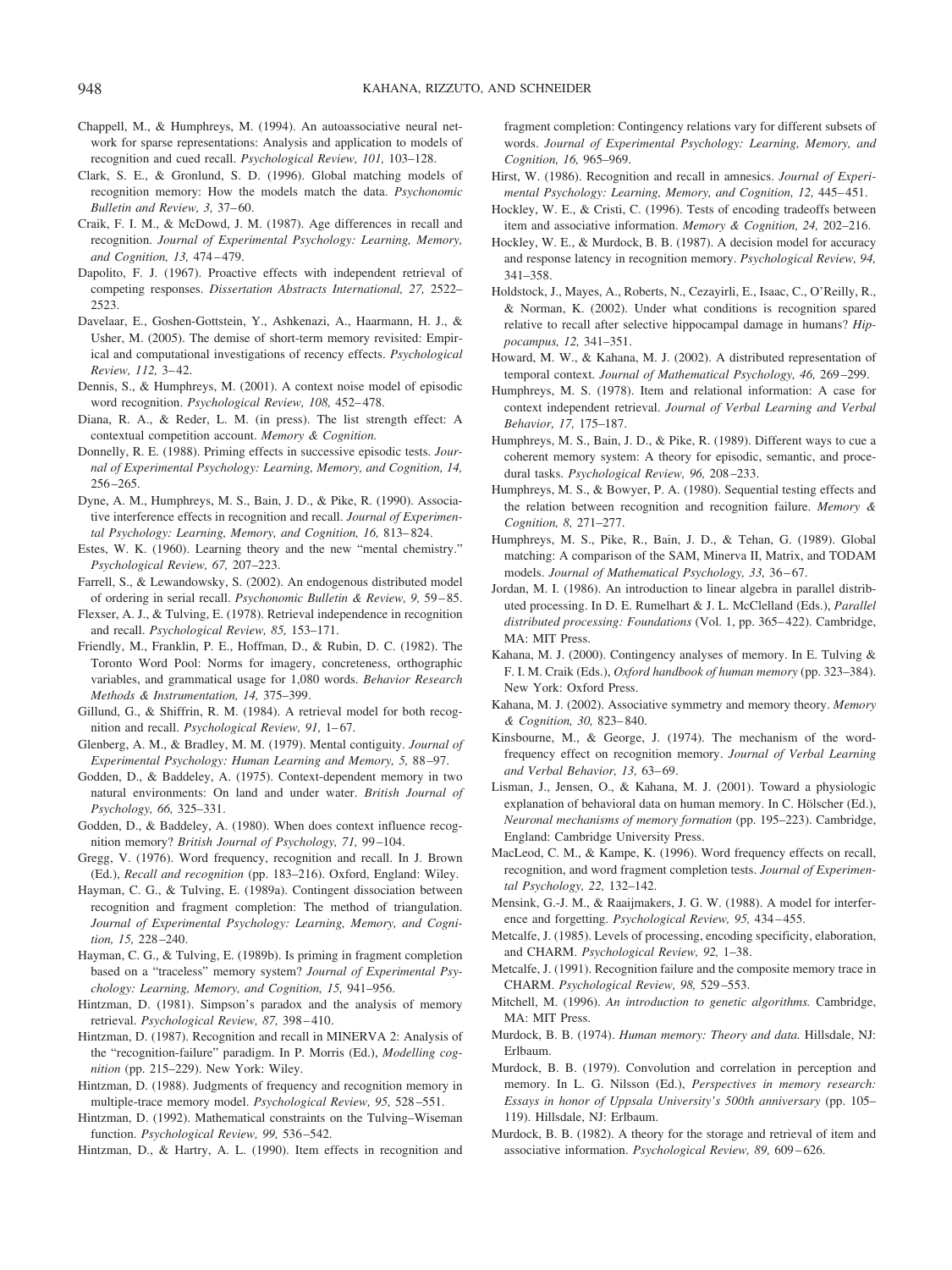Chappell, M., & Humphreys, M. (1994). An autoassociative neural network for sparse representations: Analysis and application to models of recognition and cued recall. *Psychological Review, 101,* 103–128.

Clark, S. E., & Gronlund, S. D. (1996). Global matching models of recognition memory: How the models match the data. *Psychonomic Bulletin and Review, 3,* 37–60.

Craik, F. I. M., & McDowd, J. M. (1987). Age differences in recall and recognition. *Journal of Experimental Psychology: Learning, Memory, and Cognition, 13,* 474–479.

Dapolito, F. J. (1967). Proactive effects with independent retrieval of competing responses. *Dissertation Abstracts International, 27,* 2522–2523.

Davelaar, E., Goshen-Gottstein, Y., Ashkenazi, A., Haarmann, H. J., & Usher, M. (2005). The demise of short-term memory revisited: Empirical and computational investigations of recency effects. *Psychological Review, 112,* 3–42.

Dennis, S., & Humphreys, M. (2001). A context noise model of episodic word recognition. *Psychological Review, 108,* 452–478.

Diana, R. A., & Reder, L. M. (in press). The list strength effect: A contextual competition account. *Memory & Cognition.*

Donnelly, R. E. (1988). Priming effects in successive episodic tests. *Journal of Experimental Psychology: Learning, Memory, and Cognition, 14,* 256–265.

Dyne, A. M., Humphreys, M. S., Bain, J. D., & Pike, R. (1990). Associative interference effects in recognition and recall. *Journal of Experimental Psychology: Learning, Memory, and Cognition, 16,* 813–824.

Estes, W. K. (1960). Learning theory and the new "mental chemistry." *Psychological Review, 67,* 207–223.

Farrell, S., & Lewandowsky, S. (2002). An endogenous distributed model of ordering in serial recall. *Psychonomic Bulletin & Review, 9,* 59–85.

Flexser, A. J., & Tulving, E. (1978). Retrieval independence in recognition and recall. *Psychological Review, 85,* 153–171.

Friendly, M., Franklin, P. E., Hoffman, D., & Rubin, D. C. (1982). The Toronto Word Pool: Norms for imagery, concreteness, orthographic variables, and grammatical usage for 1,080 words. *Behavior Research Methods & Instrumentation, 14,* 375–399.

Gillund, G., & Shiffrin, R. M. (1984). A retrieval model for both recognition and recall. *Psychological Review, 91,* 1–67.

Glenberg, A. M., & Bradley, M. M. (1979). Mental contiguity. *Journal of Experimental Psychology: Human Learning and Memory, 5,* 88–97.

Godden, D., & Baddeley, A. (1975). Context-dependent memory in two natural environments: On land and under water. *British Journal of Psychology, 66,* 325–331.

Godden, D., & Baddeley, A. (1980). When does context influence recognition memory? *British Journal of Psychology, 71,* 99–104.

Gregg, V. (1976). Word frequency, recognition and recall. In J. Brown (Ed.), *Recall and recognition* (pp. 183–216). Oxford, England: Wiley.

Hayman, C. G., & Tulving, E. (1989a). Contingent dissociation between recognition and fragment completion: The method of triangulation. *Journal of Experimental Psychology: Learning, Memory, and Cognition, 15,* 228–240.

Hayman, C. G., & Tulving, E. (1989b). Is priming in fragment completion based on a "traceless" memory system? *Journal of Experimental Psychology: Learning, Memory, and Cognition, 15,* 941–956.

Hintzman, D. (1981). Simpson's paradox and the analysis of memory retrieval. *Psychological Review, 87,* 398–410.

Hintzman, D. (1987). Recognition and recall in MINERVA 2: Analysis of the "recognition-failure" paradigm. In P. Morris (Ed.), *Modelling cognition* (pp. 215–229). New York: Wiley.

Hintzman, D. (1988). Judgments of frequency and recognition memory in multiple-trace memory model. *Psychological Review, 95,* 528–551.

Hintzman, D. (1992). Mathematical constraints on the Tulving–Wiseman function. *Psychological Review, 99,* 536–542.

Hintzman, D., & Hartry, A. L. (1990). Item effects in recognition and fragment completion: Contingency relations vary for different subsets of words. *Journal of Experimental Psychology: Learning, Memory, and Cognition, 16,* 965–969.

Hirst, W. (1986). Recognition and recall in amnesics. *Journal of Experimental Psychology: Learning, Memory, and Cognition, 12,* 445–451.

Hockley, W. E., & Cristi, C. (1996). Tests of encoding tradeoffs between item and associative information. *Memory & Cognition, 24,* 202–216.

Hockley, W. E., & Murdock, B. B. (1987). A decision model for accuracy and response latency in recognition memory. *Psychological Review, 94,* 341–358.

Holdstock, J., Mayes, A., Roberts, N., Cezayirli, E., Isaac, C., O'Reilly, R., & Norman, K. (2002). Under what conditions is recognition spared relative to recall after selective hippocampal damage in humans? *Hippocampus, 12,* 341–351.

Howard, M. W., & Kahana, M. J. (2002). A distributed representation of temporal context. *Journal of Mathematical Psychology, 46,* 269–299.

Humphreys, M. S. (1978). Item and relational information: A case for context independent retrieval. *Journal of Verbal Learning and Verbal Behavior, 17,* 175–187.

Humphreys, M. S., Bain, J. D., & Pike, R. (1989). Different ways to cue a coherent memory system: A theory for episodic, semantic, and procedural tasks. *Psychological Review, 96,* 208–233.

Humphreys, M. S., & Bowyer, P. A. (1980). Sequential testing effects and the relation between recognition and recognition failure. *Memory & Cognition, 8,* 271–277.

Humphreys, M. S., Pike, R., Bain, J. D., & Tehan, G. (1989). Global matching: A comparison of the SAM, Minerva II, Matrix, and TODAM models. *Journal of Mathematical Psychology, 33,* 36–67.

Jordan, M. I. (1986). An introduction to linear algebra in parallel distributed processing. In D. E. Rumelhart & J. L. McClelland (Eds.), *Parallel distributed processing: Foundations* (Vol. 1, pp. 365–422). Cambridge, MA: MIT Press.

Kahana, M. J. (2000). Contingency analyses of memory. In E. Tulving & F. I. M. Craik (Eds.), *Oxford handbook of human memory* (pp. 323–384). New York: Oxford Press.

Kahana, M. J. (2002). Associative symmetry and memory theory. *Memory & Cognition, 30,* 823–840.

Kinsbourne, M., & George, J. (1974). The mechanism of the word-frequency effect on recognition memory. *Journal of Verbal Learning and Verbal Behavior, 13,* 63–69.

Lisman, J., Jensen, O., & Kahana, M. J. (2001). Toward a physiologic explanation of behavioral data on human memory. In C. Hölscher (Ed.), *Neuronal mechanisms of memory formation* (pp. 195–223). Cambridge, England: Cambridge University Press.

MacLeod, C. M., & Kampe, K. (1996). Word frequency effects on recall, recognition, and word fragment completion tests. *Journal of Experimental Psychology, 22,* 132–142.

Mensink, G.-J. M., & Raaijmakers, J. G. W. (1988). A model for interference and forgetting. *Psychological Review, 95,* 434–455.

Metcalfe, J. (1985). Levels of processing, encoding specificity, elaboration, and CHARM. *Psychological Review, 92,* 1–38.

Metcalfe, J. (1991). Recognition failure and the composite memory trace in CHARM. *Psychological Review, 98,* 529–553.

Mitchell, M. (1996). *An introduction to genetic algorithms.* Cambridge, MA: MIT Press.

Murdock, B. B. (1974). *Human memory: Theory and data.* Hillsdale, NJ: Erlbaum.

Murdock, B. B. (1979). Convolution and correlation in perception and memory. In L. G. Nilsson (Ed.), *Perspectives in memory research: Essays in honor of Uppsala University's 500th anniversary* (pp. 105–119). Hillsdale, NJ: Erlbaum.

Murdock, B. B. (1982). A theory for the storage and retrieval of item and associative information. *Psychological Review, 89,* 609–626.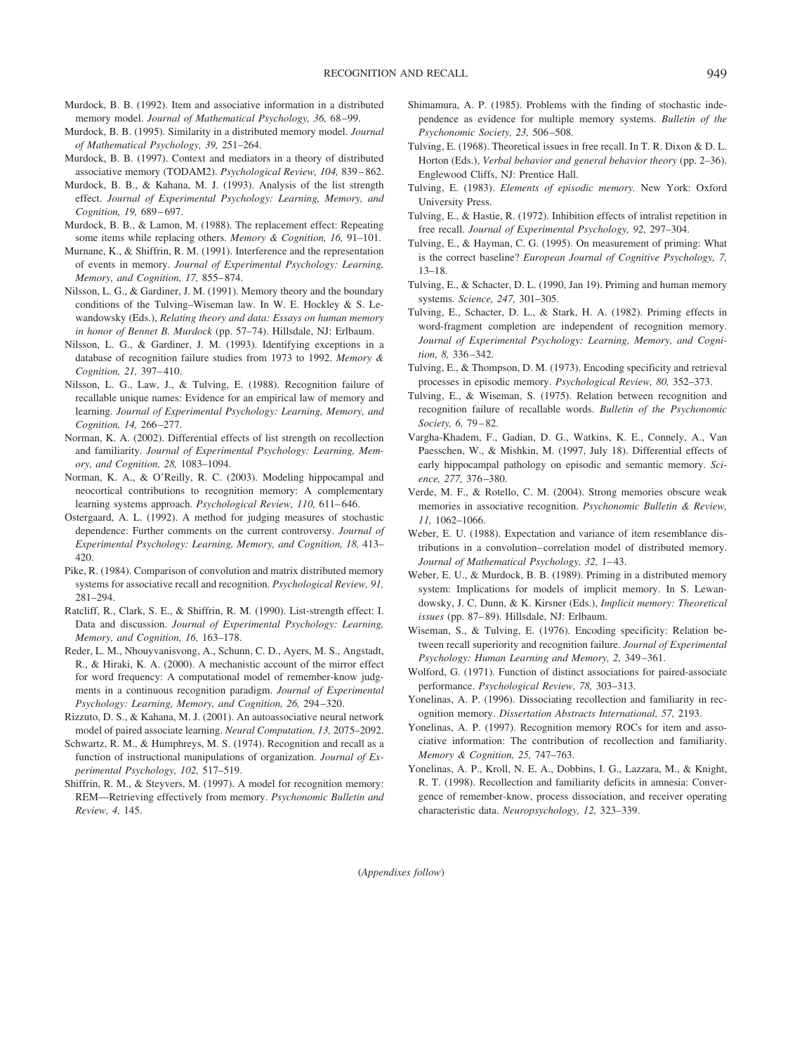Murdock, B. B. (1992). Item and associative information in a distributed memory model. *Journal of Mathematical Psychology, 36,* 68–99.

Murdock, B. B. (1995). Similarity in a distributed memory model. *Journal of Mathematical Psychology, 39,* 251–264.

Murdock, B. B. (1997). Context and mediators in a theory of distributed associative memory (TODAM2). *Psychological Review, 104,* 839–862.

Murdock, B. B., & Kahana, M. J. (1993). Analysis of the list strength effect. *Journal of Experimental Psychology: Learning, Memory, and Cognition, 19,* 689–697.

Murdock, B. B., & Lamon, M. (1988). The replacement effect: Repeating some items while replacing others. *Memory & Cognition, 16,* 91–101.

Murnane, K., & Shiffrin, R. M. (1991). Interference and the representation of events in memory. *Journal of Experimental Psychology: Learning, Memory, and Cognition, 17,* 855–874.

Nilsson, L. G., & Gardiner, J. M. (1991). Memory theory and the boundary conditions of the Tulving–Wiseman law. In W. E. Hockley & S. Lewandowsky (Eds.), *Relating theory and data: Essays on human memory in honor of Bennet B. Murdock* (pp. 57–74). Hillsdale, NJ: Erlbaum.

Nilsson, L. G., & Gardiner, J. M. (1993). Identifying exceptions in a database of recognition failure studies from 1973 to 1992. *Memory & Cognition, 21,* 397–410.

Nilsson, L. G., Law, J., & Tulving, E. (1988). Recognition failure of recallable unique names: Evidence for an empirical law of memory and learning. *Journal of Experimental Psychology: Learning, Memory, and Cognition, 14,* 266–277.

Norman, K. A. (2002). Differential effects of list strength on recollection and familiarity. *Journal of Experimental Psychology: Learning, Memory, and Cognition, 28,* 1083–1094.

Norman, K. A., & O'Reilly, R. C. (2003). Modeling hippocampal and neocortical contributions to recognition memory: A complementary learning systems approach. *Psychological Review, 110,* 611–646.

Ostergaard, A. L. (1992). A method for judging measures of stochastic dependence: Further comments on the current controversy. *Journal of Experimental Psychology: Learning, Memory, and Cognition, 18,* 413–420.

Pike, R. (1984). Comparison of convolution and matrix distributed memory systems for associative recall and recognition. *Psychological Review, 91,* 281–294.

Ratcliff, R., Clark, S. E., & Shiffrin, R. M. (1990). List-strength effect: I. Data and discussion. *Journal of Experimental Psychology: Learning, Memory, and Cognition, 16,* 163–178.

Reder, L. M., Nhouyvanisvong, A., Schunn, C. D., Ayers, M. S., Angstadt, R., & Hiraki, K. A. (2000). A mechanistic account of the mirror effect for word frequency: A computational model of remember-know judgments in a continuous recognition paradigm. *Journal of Experimental Psychology: Learning, Memory, and Cognition, 26,* 294–320.

Rizzuto, D. S., & Kahana, M. J. (2001). An autoassociative neural network model of paired associate learning. *Neural Computation, 13,* 2075–2092.

Schwartz, R. M., & Humphreys, M. S. (1974). Recognition and recall as a function of instructional manipulations of organization. *Journal of Experimental Psychology, 102,* 517–519.

Shiffrin, R. M., & Steyvers, M. (1997). A model for recognition memory: REM—Retrieving effectively from memory. *Psychonomic Bulletin and Review, 4,* 145.

Shimamura, A. P. (1985). Problems with the finding of stochastic independence as evidence for multiple memory systems. *Bulletin of the Psychonomic Society, 23,* 506–508.

Tulving, E. (1968). Theoretical issues in free recall. In T. R. Dixon & D. L. Horton (Eds.), *Verbal behavior and general behavior theory* (pp. 2–36). Englewood Cliffs, NJ: Prentice Hall.

Tulving, E. (1983). *Elements of episodic memory.* New York: Oxford University Press.

Tulving, E., & Hastie, R. (1972). Inhibition effects of intralist repetition in free recall. *Journal of Experimental Psychology, 92,* 297–304.

Tulving, E., & Hayman, C. G. (1995). On measurement of priming: What is the correct baseline? *European Journal of Cognitive Psychology, 7,* 13–18.

Tulving, E., & Schacter, D. L. (1990, Jan 19). Priming and human memory systems. *Science, 247,* 301–305.

Tulving, E., Schacter, D. L., & Stark, H. A. (1982). Priming effects in word-fragment completion are independent of recognition memory. *Journal of Experimental Psychology: Learning, Memory, and Cognition, 8,* 336–342.

Tulving, E., & Thompson, D. M. (1973). Encoding specificity and retrieval processes in episodic memory. *Psychological Review, 80,* 352–373.

Tulving, E., & Wiseman, S. (1975). Relation between recognition and recognition failure of recallable words. *Bulletin of the Psychonomic Society, 6,* 79–82.

Vargha-Khadem, F., Gadian, D. G., Watkins, K. E., Connely, A., Van Paesschen, W., & Mishkin, M. (1997, July 18). Differential effects of early hippocampal pathology on episodic and semantic memory. *Science, 277,* 376–380.

Verde, M. F., & Rotello, C. M. (2004). Strong memories obscure weak memories in associative recognition. *Psychonomic Bulletin & Review, 11,* 1062–1066.

Weber, E. U. (1988). Expectation and variance of item resemblance distributions in a convolution–correlation model of distributed memory. *Journal of Mathematical Psychology, 32,* 1–43.

Weber, E. U., & Murdock, B. B. (1989). Priming in a distributed memory system: Implications for models of implicit memory. In S. Lewandowsky, J. C. Dunn, & K. Kirsner (Eds.), *Implicit memory: Theoretical issues* (pp. 87–89). Hillsdale, NJ: Erlbaum.

Wiseman, S., & Tulving, E. (1976). Encoding specificity: Relation between recall superiority and recognition failure. *Journal of Experimental Psychology: Human Learning and Memory, 2,* 349–361.

Wolford, G. (1971). Function of distinct associations for paired-associate performance. *Psychological Review, 78,* 303–313.

Yonelinas, A. P. (1996). Dissociating recollection and familiarity in recognition memory. *Dissertation Abstracts International, 57,* 2193.

Yonelinas, A. P. (1997). Recognition memory ROCs for item and associative information: The contribution of recollection and familiarity. *Memory & Cognition, 25,* 747–763.

Yonelinas, A. P., Kroll, N. E. A., Dobbins, I. G., Lazzara, M., & Knight, R. T. (1998). Recollection and familiarity deficits in amnesia: Convergence of remember-know, process dissociation, and receiver operating characteristic data. *Neuropsychology, 12,* 323–339.

(*Appendixes follow*)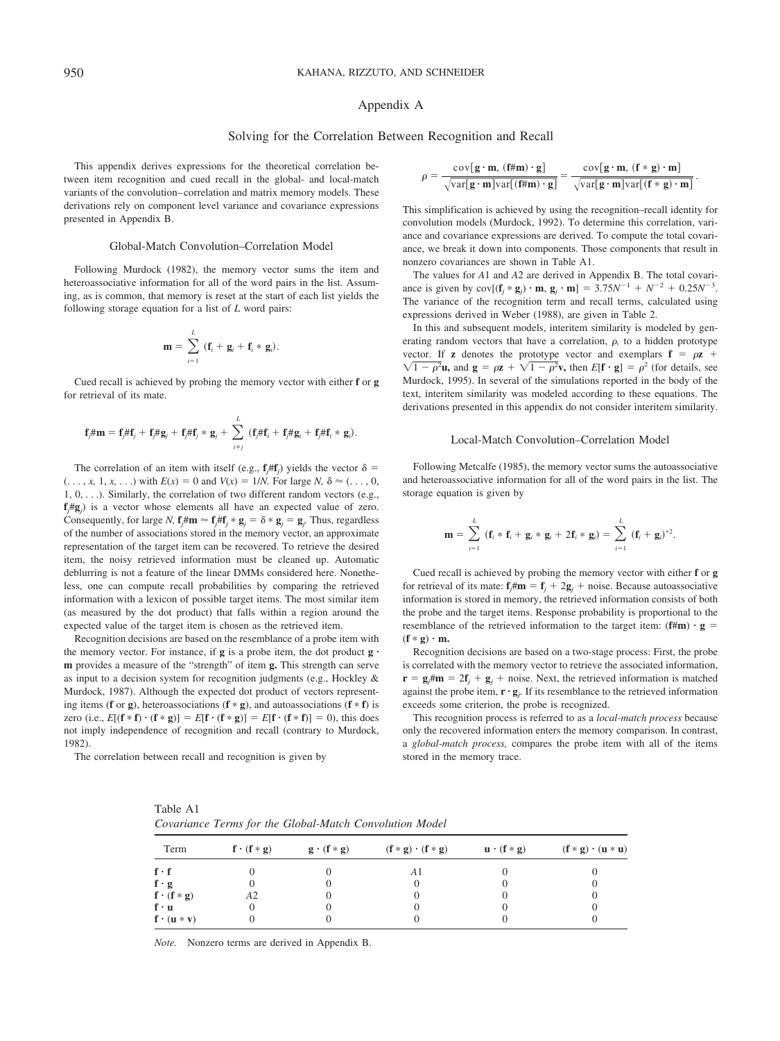# Appendix A

## Solving for the Correlation Between Recognition and Recall

This appendix derives expressions for the theoretical correlation between item recognition and cued recall in the global- and local-match variants of the convolution–correlation and matrix memory models. These derivations rely on component level variance and covariance expressions presented in Appendix B.

### Global-Match Convolution–Correlation Model

Following Murdock (1982), the memory vector sums the item and heteroassociative information for all of the word pairs in the list. Assuming, as is common, that memory is reset at the start of each list yields the following storage equation for a list of $L$ word pairs:

$$\mathbf{m} = \sum_{i=1}^{L} (\mathbf{f}_i + \mathbf{g}_i + \mathbf{f}_i * \mathbf{g}_i).$$

Cued recall is achieved by probing the memory vector with either $\mathbf{f}$ or $\mathbf{g}$ for retrieval of its mate.

$$\mathbf{f}_j\#\mathbf{m} = \mathbf{f}_j\#\mathbf{f}_j + \mathbf{f}_j\#\mathbf{g}_j + \mathbf{f}_j\#\mathbf{f}_j * \mathbf{g}_j + \sum_{i \neq j}^{L} (\mathbf{f}_j\#\mathbf{f}_i + \mathbf{f}_j\#\mathbf{g}_i + \mathbf{f}_j\#\mathbf{f}_i * \mathbf{g}_i).$$

The correlation of an item with itself (e.g., $\mathbf{f}_j\#\mathbf{f}_j$) yields the vector $\delta = (\ldots, x, 1, x, \ldots)$ with $E(x) = 0$ and $V(x) = 1/N$. For large $N$, $\delta \approx (\ldots, 0, 1, 0, \ldots)$. Similarly, the correlation of two different random vectors (e.g., $\mathbf{f}_j\#\mathbf{g}_j$) is a vector whose elements all have an expected value of zero. Consequently, for large $N$, $\mathbf{f}_j\#\mathbf{m} \approx \mathbf{f}_j\#\mathbf{f}_j * \mathbf{g}_j = \delta * \mathbf{g}_j = \mathbf{g}_j$. Thus, regardless of the number of associations stored in the memory vector, an approximate representation of the target item can be recovered. To retrieve the desired item, the noisy retrieved information must be cleaned up. Automatic deblurring is not a feature of the linear DMMs considered here. Nonetheless, one can compute recall probabilities by comparing the retrieved information with a lexicon of possible target items. The most similar item (as measured by the dot product) that falls within a region around the expected value of the target item is chosen as the retrieved item.

Recognition decisions are based on the resemblance of a probe item with the memory vector. For instance, if $\mathbf{g}$ is a probe item, the dot product $\mathbf{g} \cdot \mathbf{m}$ provides a measure of the "strength" of item $\mathbf{g}$. This strength can serve as input to a decision system for recognition judgments (e.g., Hockley & Murdock, 1987). Although the expected dot product of vectors representing items ($\mathbf{f}$ or $\mathbf{g}$), heteroassociations ($\mathbf{f} * \mathbf{g}$), and autoassociations ($\mathbf{f} * \mathbf{f}$) is zero (i.e., $E[(\mathbf{f} * \mathbf{f}) \cdot (\mathbf{f} * \mathbf{g})] = E[\mathbf{f} \cdot (\mathbf{f} * \mathbf{g})] = E[\mathbf{f} \cdot (\mathbf{f} * \mathbf{f})] = 0$), this does not imply independence of recognition and recall (contrary to Murdock, 1982).

The correlation between recall and recognition is given by

$$\rho = \frac{\text{cov}[\mathbf{g} \cdot \mathbf{m}, (\mathbf{f}\#\mathbf{m}) \cdot \mathbf{g}]}{\sqrt{\text{var}[\mathbf{g} \cdot \mathbf{m}]\text{var}[(\mathbf{f}\#\mathbf{m}) \cdot \mathbf{g}]}} = \frac{\text{cov}[\mathbf{g} \cdot \mathbf{m}, (\mathbf{f} * \mathbf{g}) \cdot \mathbf{m}]}{\sqrt{\text{var}[\mathbf{g} \cdot \mathbf{m}]\text{var}[(\mathbf{f} * \mathbf{g}) \cdot \mathbf{m}]}}.$$

This simplification is achieved by using the recognition–recall identity for convolution models (Murdock, 1992). To determine this correlation, variance and covariance expressions are derived. To compute the total covariance, we break it down into components. Those components that result in nonzero covariances are shown in Table A1.

The values for $A1$ and $A2$ are derived in Appendix B. The total covariance is given by $\text{cov}[(\mathbf{f}_j * \mathbf{g}_j) \cdot \mathbf{m}, \mathbf{g}_j \cdot \mathbf{m}] = 3.75N^{-1} + N^{-2} + 0.25N^{-3}$. The variance of the recognition term and recall terms, calculated using expressions derived in Weber (1988), are given in Table 2.

In this and subsequent models, interitem similarity is modeled by generating random vectors that have a correlation, $\rho$, to a hidden prototype vector. If $\mathbf{z}$ denotes the prototype vector and exemplars $\mathbf{f} = \rho\mathbf{z} + \sqrt{1 - \rho^2}\mathbf{u}$, and $\mathbf{g} = \rho\mathbf{z} + \sqrt{1 - \rho^2}\mathbf{v}$, then $E[\mathbf{f} \cdot \mathbf{g}] = \rho^2$ (for details, see Murdock, 1995). In several of the simulations reported in the body of the text, interitem similarity was modeled according to these equations. The derivations presented in this appendix do not consider interitem similarity.

### Local-Match Convolution–Correlation Model

Following Metcalfe (1985), the memory vector sums the autoassociative and heteroassociative information for all of the word pairs in the list. The storage equation is given by

$$\mathbf{m} = \sum_{i=1}^{L} (\mathbf{f}_i * \mathbf{f}_i + \mathbf{g}_i * \mathbf{g}_i + 2\mathbf{f}_i * \mathbf{g}_i) = \sum_{i=1}^{L} (\mathbf{f}_i + \mathbf{g}_i)^{*2}.$$

Cued recall is achieved by probing the memory vector with either $\mathbf{f}$ or $\mathbf{g}$ for retrieval of its mate: $\mathbf{f}_j\#\mathbf{m} = \mathbf{f}_j + 2\mathbf{g}_j + \text{noise}$. Because autoassociative information is stored in memory, the retrieved information consists of both the probe and the target items. Response probability is proportional to the resemblance of the retrieved information to the target item: $(\mathbf{f}\#\mathbf{m}) \cdot \mathbf{g} = (\mathbf{f} * \mathbf{g}) \cdot \mathbf{m}$.

Recognition decisions are based on a two-stage process: First, the probe is correlated with the memory vector to retrieve the associated information, $\mathbf{r} = \mathbf{g}_j\#\mathbf{m} = 2\mathbf{f}_j + \mathbf{g}_j + \text{noise}$. Next, the retrieved information is matched against the probe item, $\mathbf{r} \cdot \mathbf{g}_j$. If its resemblance to the retrieved information exceeds some criterion, the probe is recognized.

This recognition process is referred to as a *local-match process* because only the recovered information enters the memory comparison. In contrast, a *global-match process,* compares the probe item with all of the items stored in the memory trace.

Table A1
*Covariance Terms for the Global-Match Convolution Model*

| Term | $\mathbf{f} \cdot (\mathbf{f} * \mathbf{g})$ | $\mathbf{g} \cdot (\mathbf{f} * \mathbf{g})$ | $(\mathbf{f} * \mathbf{g}) \cdot (\mathbf{f} * \mathbf{g})$ | $\mathbf{u} \cdot (\mathbf{f} * \mathbf{g})$ | $(\mathbf{f} * \mathbf{g}) \cdot (\mathbf{u} * \mathbf{u})$ |
|---|---|---|---|---|---|
| $\mathbf{f} \cdot \mathbf{f}$ | 0 | 0 | $A1$ | 0 | 0 |
| $\mathbf{f} \cdot \mathbf{g}$ | 0 | 0 | 0 | 0 | 0 |
| $\mathbf{f} \cdot (\mathbf{f} * \mathbf{g})$ | $A2$ | 0 | 0 | 0 | 0 |
| $\mathbf{f} \cdot \mathbf{u}$ | 0 | 0 | 0 | 0 | 0 |
| $\mathbf{f} \cdot (\mathbf{u} * \mathbf{v})$ | 0 | 0 | 0 | 0 | 0 |

*Note.* Nonzero terms are derived in Appendix B.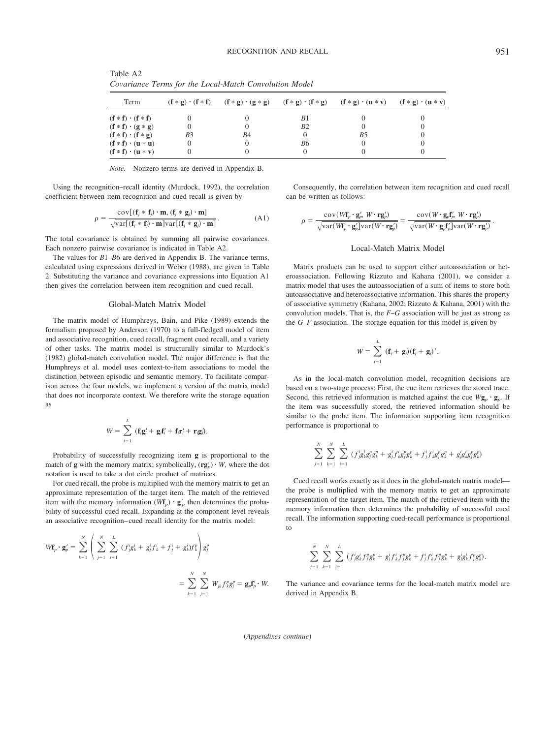Table A2
*Covariance Terms for the Local-Match Convolution Model*

| Term | $(\mathbf{f} * \mathbf{g}) \cdot (\mathbf{f} * \mathbf{f})$ | $(\mathbf{f} * \mathbf{g}) \cdot (\mathbf{g} * \mathbf{g})$ | $(\mathbf{f} * \mathbf{g}) \cdot (\mathbf{f} * \mathbf{g})$ | $(\mathbf{f} * \mathbf{g}) \cdot (\mathbf{u} * \mathbf{v})$ | $(\mathbf{f} * \mathbf{g}) \cdot (\mathbf{u} * \mathbf{v})$ |
|---|---|---|---|---|---|
| $(\mathbf{f} * \mathbf{f}) \cdot (\mathbf{f} * \mathbf{f})$ | 0 | 0 | $B1$ | 0 | 0 |
| $(\mathbf{f} * \mathbf{f}) \cdot (\mathbf{g} * \mathbf{g})$ | 0 | 0 | $B2$ | 0 | 0 |
| $(\mathbf{f} * \mathbf{f}) \cdot (\mathbf{f} * \mathbf{g})$ | $B3$ | $B4$ | 0 | $B5$ | 0 |
| $(\mathbf{f} * \mathbf{f}) \cdot (\mathbf{u} * \mathbf{u})$ | 0 | 0 | $B6$ | 0 | 0 |
| $(\mathbf{f} * \mathbf{f}) \cdot (\mathbf{u} * \mathbf{v})$ | 0 | 0 | 0 | 0 | 0 |

*Note.* Nonzero terms are derived in Appendix B.

Using the recognition–recall identity (Murdock, 1992), the correlation coefficient between item recognition and cued recall is given by

$$\rho = \frac{\text{cov}[(\mathbf{f}_j * \mathbf{f}_j) \cdot \mathbf{m}, (\mathbf{f}_j * \mathbf{g}_j) \cdot \mathbf{m}]}{\sqrt{\text{var}[(\mathbf{f}_j * \mathbf{f}_j) \cdot \mathbf{m}]\text{var}[(\mathbf{f}_j * \mathbf{g}_j) \cdot \mathbf{m}]}}. \tag{A1}$$

The total covariance is obtained by summing all pairwise covariances. Each nonzero pairwise covariance is indicated in Table A2.

The values for $B1$–$B6$ are derived in Appendix B. The variance terms, calculated using expressions derived in Weber (1988), are given in Table 2. Substituting the variance and covariance expressions into Equation A1 then gives the correlation between item recognition and cued recall.

## Global-Match Matrix Model

The matrix model of Humphreys, Bain, and Pike (1989) extends the formalism proposed by Anderson (1970) to a full-fledged model of item and associative recognition, cued recall, fragment cued recall, and a variety of other tasks. The matrix model is structurally similar to Murdock's (1982) global-match convolution model. The major difference is that the Humphreys et al. model uses context-to-item associations to model the distinction between episodic and semantic memory. To facilitate comparison across the four models, we implement a version of the matrix model that does not incorporate context. We therefore write the storage equation as

$$W = \sum_{i=1}^{L} (\mathbf{f}_i\mathbf{g}_i' + \mathbf{g}_i\mathbf{f}_i' + \mathbf{f}_i\mathbf{r}_i' + \mathbf{r}_i\mathbf{g}_i').$$

Probability of successfully recognizing item $\mathbf{g}$ is proportional to the match of $\mathbf{g}$ with the memory matrix; symbolically, $(\mathbf{r}\mathbf{g}_p') \cdot W$, where the dot notation is used to take a dot circle product of matrices.

For cued recall, the probe is multiplied with the memory matrix to get an approximate representation of the target item. The match of the retrieved item with the memory information $(W\mathbf{f}_p) \cdot \mathbf{g}_p'$ then determines the probability of successful cued recall. Expanding at the component level reveals an associative recognition–cued recall identity for the matrix model:

$$W\mathbf{f}_p \cdot \mathbf{g}_p' = \sum_{k=1}^{N} \left( \sum_{j=1}^{N} \sum_{i=1}^{L} (f_j^i g_k^i + g_j^i f_k^i + f_j^i + g_k^i) f_k^p \right) g_j^p$$

$$= \sum_{k=1}^{N} \sum_{j=1}^{N} W_{jk} f_k^p g_j^p = \mathbf{g}_p \mathbf{f}_p' \cdot W.$$

Consequently, the correlation between item recognition and cued recall can be written as follows:

$$\rho = \frac{\text{cov}(W\mathbf{f}_p \cdot \mathbf{g}_p', W \cdot \mathbf{r}\mathbf{g}_p')}{\sqrt{\text{var}(W\mathbf{f}_p \cdot \mathbf{g}_p')\text{var}(W \cdot \mathbf{r}\mathbf{g}_p')}} = \frac{\text{cov}(W \cdot \mathbf{g}_p\mathbf{f}_p', W \cdot \mathbf{r}\mathbf{g}_p')}{\sqrt{\text{var}(W \cdot \mathbf{g}_p\mathbf{f}_p')\text{var}(W \cdot \mathbf{r}\mathbf{g}_p')}}.$$

## Local-Match Matrix Model

Matrix products can be used to support either autoassociation or heteroassociation. Following Rizzuto and Kahana (2001), we consider a matrix model that uses the autoassociation of a sum of items to store both autoassociative and heteroassociative information. This shares the property of associative symmetry (Kahana, 2002; Rizzuto & Kahana, 2001) with the convolution models. That is, the *F–G* association will be just as strong as the *G–F* association. The storage equation for this model is given by

$$W = \sum_{i=1}^{L} (\mathbf{f}_i + \mathbf{g}_i)(\mathbf{f}_i + \mathbf{g}_i)'.$$

As in the local-match convolution model, recognition decisions are based on a two-stage process: First, the cue item retrieves the stored trace. Second, this retrieved information is matched against the cue $W\mathbf{g}_p \cdot \mathbf{g}_p$. If the item was successfully stored, the retrieved information should be similar to the probe item. The information supporting item recognition performance is proportional to

$$\sum_{j=1}^{N} \sum_{k=1}^{N} \sum_{i=1}^{L} (f_j^i g_k^i g_j^p g_k^p + g_j^i f_k^i g_j^p g_k^p + f_j^i f_k^i g_j^p g_k^p + g_j^i g_k^i g_j^p g_k^p)$$

Cued recall works exactly as it does in the global-match matrix model—the probe is multiplied with the memory matrix to get an approximate representation of the target item. The match of the retrieved item with the memory information then determines the probability of successful cued recall. The information supporting cued-recall performance is proportional to

$$\sum_{j=1}^{N} \sum_{k=1}^{N} \sum_{i=1}^{L} (f_j^i g_k^i f_j^p g_k^p + g_j^i f_k^i f_j^p g_k^p + f_j^i f_k^i f_j^p g_k^p + g_j^i g_k^i f_j^p g_k^p).$$

The variance and covariance terms for the local-match matrix model are derived in Appendix B.

(*Appendixes continue*)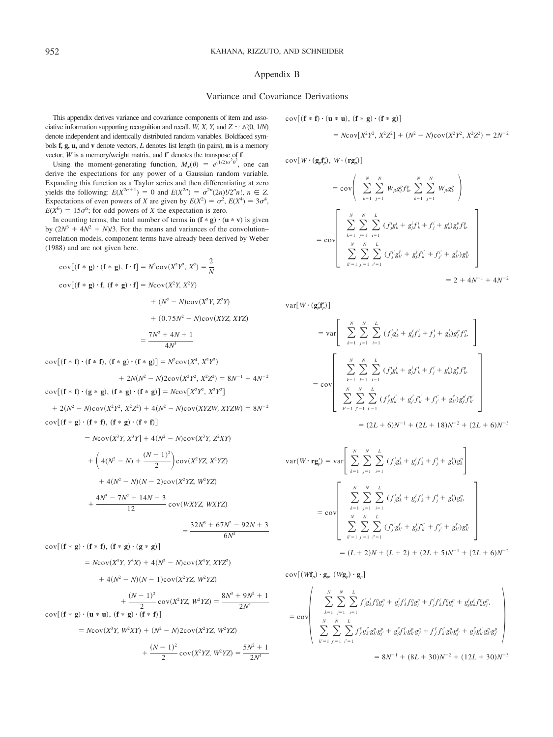## Appendix B

### Variance and Covariance Derivations

This appendix derives variance and covariance components of item and associative information supporting recognition and recall. $W$, $X$, $Y$, and $Z \sim \mathcal{N}(0, 1/N)$ denote independent and identically distributed random variables. Boldfaced symbols $\mathbf{f}$, $\mathbf{g}$, $\mathbf{u}$, and $\mathbf{v}$ denote vectors, $L$ denotes list length (in pairs), $\mathbf{m}$ is a memory vector, $W$ is a memory/weight matrix, and $\mathbf{f}'$ denotes the transpose of $\mathbf{f}$.

Using the moment-generating function, $M_x(\theta) = e^{(1/2)\sigma^2\theta^2}$, one can derive the expectations for any power of a Gaussian random variable. Expanding this function as a Taylor series and then differentiating at zero yields the following: $E(X^{2n+1}) = 0$ and $E(X^{2n}) = \sigma^{2n}(2n)!/2^n n!$, $n \in Z$. Expectations of even powers of $X$ are given by $E(X^2) = \sigma^2$, $E(X^4) = 3\sigma^4$, $E(X^6) = 15\sigma^6$; for odd powers of $X$ the expectation is zero.

In counting terms, the total number of terms in $(\mathbf{f} * \mathbf{g}) \cdot (\mathbf{u} * \mathbf{v})$ is given by $(2N^3 + 4N^2 + N)/3$. For the means and variances of the convolution–correlation models, component terms have already been derived by Weber (1988) and are not given here.

$$\mathrm{cov}[(\mathbf{f} * \mathbf{g}) \cdot (\mathbf{f} * \mathbf{g}), \mathbf{f} \cdot \mathbf{f}] = N^2 \mathrm{cov}(X^2Y^2, X^2) = \frac{2}{N}$$

$$\begin{aligned}\mathrm{cov}[(\mathbf{f} * \mathbf{g}) \cdot \mathbf{f}, (\mathbf{f} * \mathbf{g}) \cdot \mathbf{f}] &= N \mathrm{cov}(X^2Y, X^2Y) \\ &\quad + (N^2 - N)\mathrm{cov}(X^2Y, Z^2Y) \\ &\quad + (0.75N^2 - N)\mathrm{cov}(XYZ, XYZ) \\ &= \frac{7N^2 + 4N + 1}{4N^3}\end{aligned}$$

$$\begin{aligned}\mathrm{cov}[(\mathbf{f} * \mathbf{f}) \cdot (\mathbf{f} * \mathbf{f}), (\mathbf{f} * \mathbf{g}) \cdot (\mathbf{f} * \mathbf{g})] &= N^2 \mathrm{cov}(X^4, X^2Y^2) \\ &\quad + 2N(N^2 - N)2\mathrm{cov}(X^2Y^2, X^2Z^2) = 8N^{-1} + 4N^{-2}\end{aligned}$$

$$\begin{aligned}\mathrm{cov}[(\mathbf{f} * \mathbf{f}) \cdot (\mathbf{g} * \mathbf{g}), (\mathbf{f} * \mathbf{g}) \cdot (\mathbf{f} * \mathbf{g})] &= N\mathrm{cov}[X^2Y^2, X^2Y^2] \\ &\quad + 2(N^2 - N)\mathrm{cov}(X^2Y^2, X^2Z^2) + 4(N^2 - N)\mathrm{cov}(XYZW, XYZW) = 8N^{-2}\end{aligned}$$

$$\begin{aligned}\mathrm{cov}[(\mathbf{f} * \mathbf{g}) \cdot (\mathbf{f} * \mathbf{f}), (\mathbf{f} * \mathbf{g}) \cdot (\mathbf{f} * \mathbf{f})] &= N\mathrm{cov}(X^3Y, X^3Y) + 4(N^2 - N)\mathrm{cov}(X^3Y, Z^2XY) \\ &\quad + \left(4(N^2 - N) + \frac{(N-1)^2}{2}\right)\mathrm{cov}(X^2YZ, X^2YZ) \\ &\quad + 4(N^2 - N)(N - 2)\mathrm{cov}(X^2YZ, W^2YZ) \\ &\quad + \frac{4N^3 - 7N^2 + 14N - 3}{12}\mathrm{cov}(WXYZ, WXYZ) \\ &= \frac{32N^3 + 67N^2 - 92N + 3}{6N^4}\end{aligned}$$

$$\begin{aligned}\mathrm{cov}[(\mathbf{f} * \mathbf{g}) \cdot (\mathbf{f} * \mathbf{f}), (\mathbf{f} * \mathbf{g}) \cdot (\mathbf{g} * \mathbf{g})] &= N\mathrm{cov}(X^3Y, Y^3X) + 4(N^2 - N)\mathrm{cov}(X^3Y, XYZ^2) \\ &\quad + 4(N^2 - N)(N - 1)\mathrm{cov}(X^2YZ, W^2YZ) \\ &\quad + \frac{(N-1)^2}{2}\mathrm{cov}(X^2YZ, W^2YZ) = \frac{8N^3 + 9N^2 + 1}{2N^4}\end{aligned}$$

$$\begin{aligned}\mathrm{cov}[(\mathbf{f} * \mathbf{g}) \cdot (\mathbf{u} * \mathbf{u}), (\mathbf{f} * \mathbf{g}) \cdot (\mathbf{f} * \mathbf{f})] &= N\mathrm{cov}(X^3Y, W^2XY) + (N^2 - N)2\mathrm{cov}(X^2YZ, W^2YZ) \\ &\quad + \frac{(N-1)^2}{2}\mathrm{cov}(X^2YZ, W^2YZ) = \frac{5N^2 + 1}{2N^4}\end{aligned}$$

$$\begin{aligned}\mathrm{cov}[(\mathbf{f} * \mathbf{f}) \cdot (\mathbf{u} * \mathbf{u}), (\mathbf{f} * \mathbf{g}) \cdot (\mathbf{f} * \mathbf{g})] &= N\mathrm{cov}[X^2Y^2, X^2Z^2] + (N^2 - N)\mathrm{cov}(X^2Y^2, X^2Z^2) = 2N^{-2}\end{aligned}$$

$$\begin{aligned}\mathrm{cov}[W \cdot (\mathbf{g}_p\mathbf{f}_p'), W \cdot (\mathbf{r}\mathbf{g}_p')] &= \mathrm{cov}\left(\sum_{k=1}^{N}\sum_{j=1}^{N} W_{jk}g_j^p f_k^p, \sum_{k=1}^{N}\sum_{j=1}^{N} W_{jk}g_k^p\right) \\ &= \mathrm{cov}\left[\begin{array}{l}\sum_{k=1}^{N}\sum_{j=1}^{N}\sum_{i=1}^{L}(f_j^i g_k^i + g_j^i f_k^i + f_j^i + g_k^i)g_j^p f_k^p, \\ \sum_{k'=1}^{N}\sum_{j'=1}^{N}\sum_{i'=1}^{L}(f_{j'}^{i'} g_{k'}^{i'} + g_{j'}^{i'} f_{k'}^{i'} + f_{j'}^{i'} + g_{k'}^{i'})g_{k'}^p\end{array}\right] \\ &= 2 + 4N^{-1} + 4N^{-2}\end{aligned}$$

$$\begin{aligned}\mathrm{var}[W \cdot (\mathbf{g}_p'\mathbf{f}_p')] &= \mathrm{var}\left[\sum_{k=1}^{N}\sum_{j=1}^{N}\sum_{i=1}^{L}(f_j^i g_k^i + g_j^i f_k^i + f_j^i + g_k^i)g_j^p f_k^p\right] \\ &= \mathrm{cov}\left[\begin{array}{l}\sum_{k=1}^{N}\sum_{j=1}^{N}\sum_{i=1}^{L}(f_j^i g_k^i + g_j^i f_k^i + f_j^i + g_k^i)g_j^p f_k^p, \\ \sum_{k'=1}^{N}\sum_{j'=1}^{N}\sum_{i'=1}^{L}(f_{j'}^{i'} g_{k'}^{i'} + g_{j'}^{i'} f_{k'}^{i'} + f_{j'}^{i'} + g_{k'}^{i'})g_{j'}^p f_{k'}^p\end{array}\right] \\ &= (2L + 6)N^{-1} + (2L + 18)N^{-2} + (2L + 6)N^{-3}\end{aligned}$$

$$\begin{aligned}\mathrm{var}(W \cdot \mathbf{r}\mathbf{g}_p') &= \mathrm{var}\left[\sum_{k=1}^{N}\sum_{j=1}^{N}\sum_{i=1}^{L}(f_j^i g_k^i + g_j^i f_k^i + f_j^i + g_k^i)g_k^p\right] \\ &= \mathrm{cov}\left[\begin{array}{l}\sum_{k=1}^{N}\sum_{j=1}^{N}\sum_{i=1}^{L}(f_j^i g_k^i + g_j^i f_k^i + f_j^i + g_k^i)g_k^p, \\ \sum_{k'=1}^{N}\sum_{j'=1}^{N}\sum_{i'=1}^{L}(f_{j'}^{i'} g_{k'}^{i'} + g_{j'}^{i'} f_{k'}^{i'} + f_{j'}^{i'} + g_{k'}^{i'})g_{k'}^p\end{array}\right] \\ &= (L + 2)N + (L + 2) + (2L + 5)N^{-1} + (2L + 6)N^{-2}\end{aligned}$$

$$\begin{aligned}\mathrm{cov}[(W\mathbf{f}_p) \cdot \mathbf{g}_p, (W\mathbf{g}_p) \cdot \mathbf{g}_p] &= \mathrm{cov}\left(\begin{array}{l}\sum_{k=1}^{N}\sum_{j=1}^{N}\sum_{i=1}^{L} f_j^i g_k^i f_k^p g_j^p + g_j^i f_k^i f_k^p g_j^p + f_j^i f_j^i f_k^p g_j^p + g_j^i g_k^i f_k^p g_j^p, \\ \sum_{k'=1}^{N}\sum_{j'=1}^{N}\sum_{i'=1}^{L} f_{j'}^{i'} g_{k'}^{i'} g_{k'}^p g_{j'}^p + g_{j'}^{i'} f_{k'}^{i'} g_{k'}^p g_{j'}^p + f_{j'}^{i'} f_{k'}^{i'} g_{k'}^p g_{j'}^p + g_{j'}^{i'} g_{k'}^{i'} g_{k'}^p g_{j'}^p\end{array}\right) \\ &= 8N^{-1} + (8L + 30)N^{-2} + (12L + 30)N^{-3}\end{aligned}$$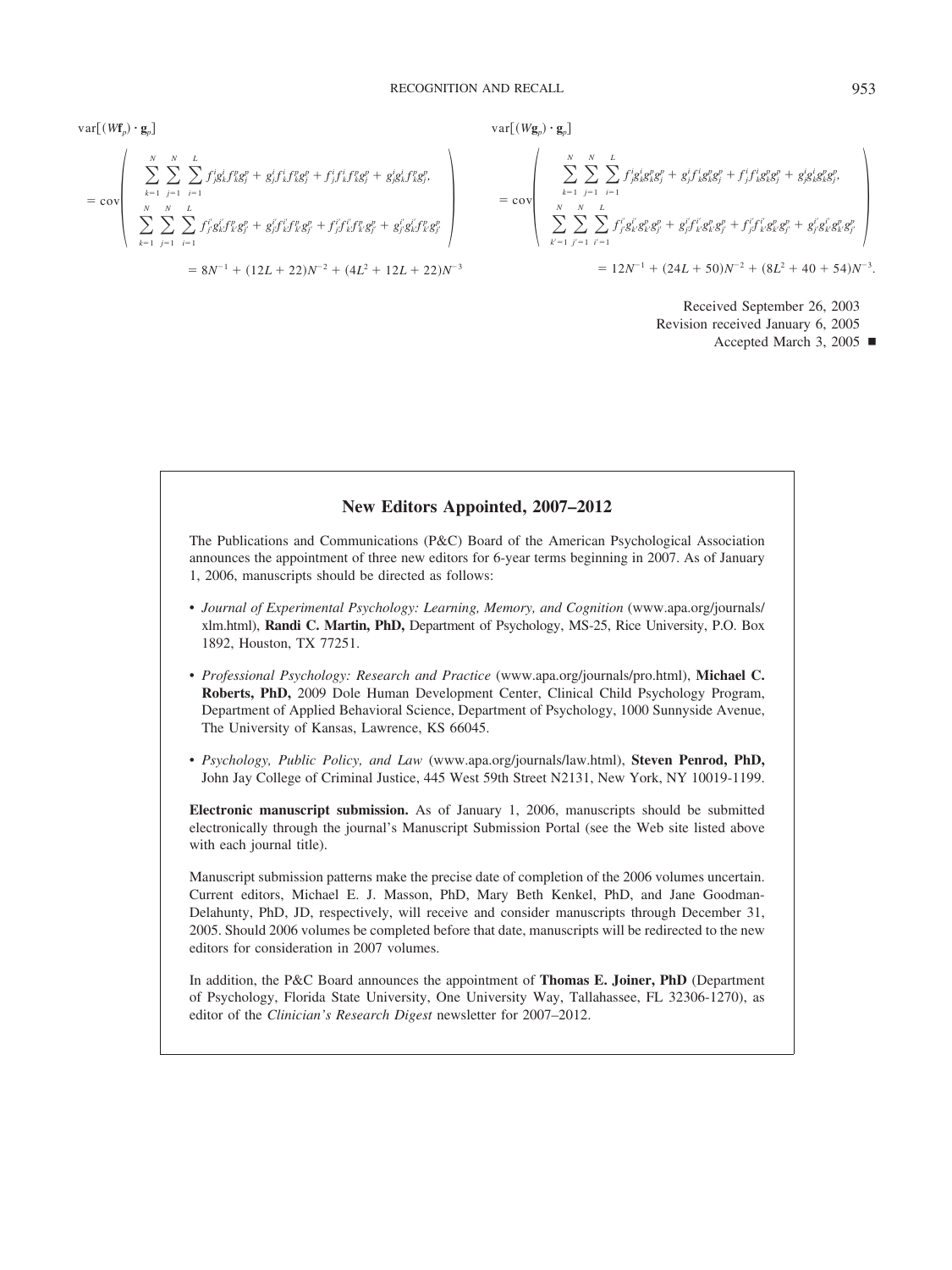$$\text{var}[(W\mathbf{f}_p) \cdot \mathbf{g}_p]$$

$$= \text{cov}\left( \begin{array}{c} \sum_{k=1}^{N} \sum_{j=1}^{N} \sum_{i=1}^{L} f_j^i g_k^i f_k^p g_j^p + g_j^i f_k^i f_k^p g_j^p + f_j^i f_k^i f_k^p g_j^p + g_j^i g_k^i f_k^p g_j^p, \\ \sum_{k=1}^{N} \sum_{j=1}^{N} \sum_{i=1}^{L} f_{j'}^{i'} g_{k'}^{i'} f_{k'}^p g_{j'}^p + g_{j'}^{i'} f_{k'}^{i'} f_{k'}^p g_{j'}^p + f_{j'}^{i'} f_{k'}^{i'} f_{k'}^p g_{j'}^p + g_{j'}^{i'} g_{k'}^{i'} f_{k'}^p g_{j'}^p \end{array} \right)$$

$$= 8N^{-1} + (12L + 22)N^{-2} + (4L^2 + 12L + 22)N^{-3}$$

$$\text{var}[(W\mathbf{g}_p) \cdot \mathbf{g}_p]$$

$$= \text{cov}\left( \begin{array}{c} \sum_{k=1}^{N} \sum_{j=1}^{N} \sum_{i=1}^{L} f_j^i g_k^i g_k^p g_j^p + g_j^i f_k^i g_k^p g_j^p + f_j^i f_k^i g_k^p g_j^p + g_j^i g_k^i g_k^p g_j^p, \\ \sum_{k'=1}^{N} \sum_{j'=1}^{N} \sum_{i'=1}^{L} f_{j'}^{i'} g_{k'}^{i'} g_{k'}^p g_{j'}^p + g_{j'}^{i'} f_{k'}^{i'} g_{k'}^p g_{j'}^p + f_{j'}^{i'} f_{k'}^{i'} g_{k'}^p g_{j'}^p + g_{j'}^{i'} g_{k'}^{i'} g_{k'}^p g_{j'}^p \end{array} \right)$$

$$= 12N^{-1} + (24L + 50)N^{-2} + (8L^2 + 40 + 54)N^{-3}.$$

Received September 26, 2003
Revision received January 6, 2005
Accepted March 3, 2005 ■

## New Editors Appointed, 2007–2012

The Publications and Communications (P&C) Board of the American Psychological Association announces the appointment of three new editors for 6-year terms beginning in 2007. As of January 1, 2006, manuscripts should be directed as follows:

- *Journal of Experimental Psychology: Learning, Memory, and Cognition* (www.apa.org/journals/xlm.html), **Randi C. Martin, PhD,** Department of Psychology, MS-25, Rice University, P.O. Box 1892, Houston, TX 77251.
- *Professional Psychology: Research and Practice* (www.apa.org/journals/pro.html), **Michael C. Roberts, PhD,** 2009 Dole Human Development Center, Clinical Child Psychology Program, Department of Applied Behavioral Science, Department of Psychology, 1000 Sunnyside Avenue, The University of Kansas, Lawrence, KS 66045.
- *Psychology, Public Policy, and Law* (www.apa.org/journals/law.html), **Steven Penrod, PhD,** John Jay College of Criminal Justice, 445 West 59th Street N2131, New York, NY 10019-1199.

**Electronic manuscript submission.** As of January 1, 2006, manuscripts should be submitted electronically through the journal's Manuscript Submission Portal (see the Web site listed above with each journal title).

Manuscript submission patterns make the precise date of completion of the 2006 volumes uncertain. Current editors, Michael E. J. Masson, PhD, Mary Beth Kenkel, PhD, and Jane Goodman-Delahunty, PhD, JD, respectively, will receive and consider manuscripts through December 31, 2005. Should 2006 volumes be completed before that date, manuscripts will be redirected to the new editors for consideration in 2007 volumes.

In addition, the P&C Board announces the appointment of **Thomas E. Joiner, PhD** (Department of Psychology, Florida State University, One University Way, Tallahassee, FL 32306-1270), as editor of the *Clinician's Research Digest* newsletter for 2007–2012.